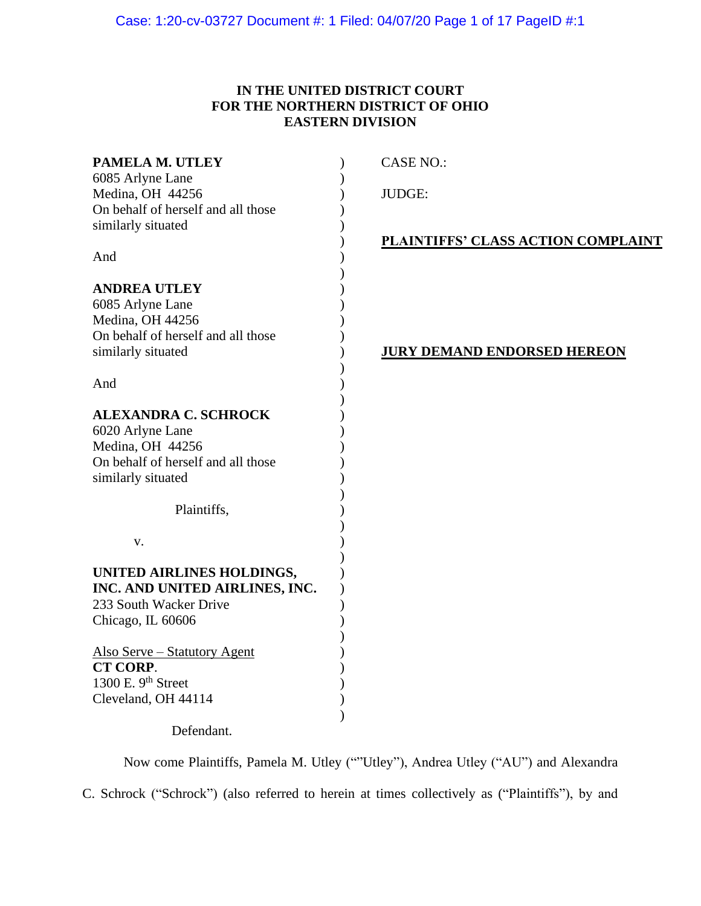**IN THE UNITED DISTRICT COURT**
**FOR THE NORTHERN DISTRICT OF OHIO**
**EASTERN DIVISION**

**PAMELA M. UTLEY**
6085 Arlyne Lane
Medina, OH 44256
On behalf of herself and all those similarly situated

And

**ANDREA UTLEY**
6085 Arlyne Lane
Medina, OH 44256
On behalf of herself and all those similarly situated

And

**ALEXANDRA C. SCHROCK**
6020 Arlyne Lane
Medina, OH 44256
On behalf of herself and all those similarly situated

Plaintiffs,

v.

**UNITED AIRLINES HOLDINGS, INC. AND UNITED AIRLINES, INC.**
233 South Wacker Drive
Chicago, IL 60606

Also Serve – Statutory Agent
**CT CORP**.
1300 E. 9th Street
Cleveland, OH 44114

Defendant.

CASE NO.:

JUDGE:

**PLAINTIFFS' CLASS ACTION COMPLAINT**

**JURY DEMAND ENDORSED HEREON**

Now come Plaintiffs, Pamela M. Utley (""Utley"), Andrea Utley ("AU") and Alexandra C. Schrock ("Schrock") (also referred to herein at times collectively as ("Plaintiffs"), by and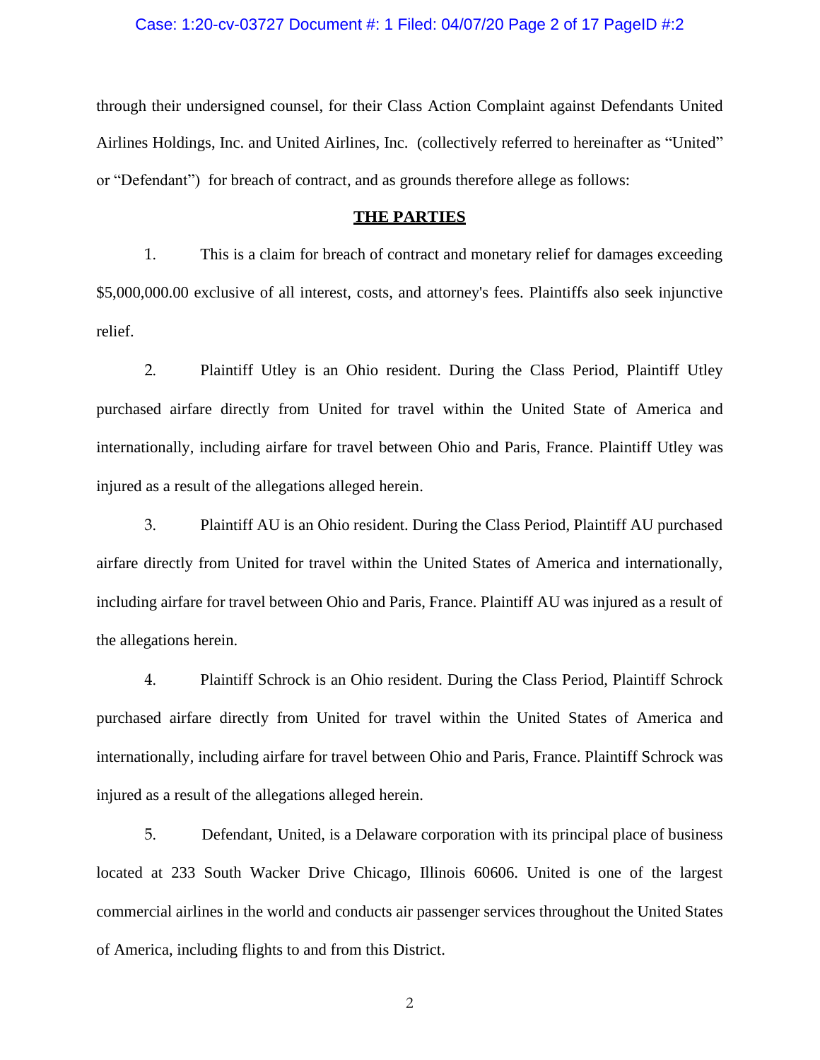through their undersigned counsel, for their Class Action Complaint against Defendants United Airlines Holdings, Inc. and United Airlines, Inc. (collectively referred to hereinafter as "United" or "Defendant") for breach of contract, and as grounds therefore allege as follows:

## THE PARTIES

1. This is a claim for breach of contract and monetary relief for damages exceeding $5,000,000.00 exclusive of all interest, costs, and attorney's fees. Plaintiffs also seek injunctive relief.

2. Plaintiff Utley is an Ohio resident. During the Class Period, Plaintiff Utley purchased airfare directly from United for travel within the United State of America and internationally, including airfare for travel between Ohio and Paris, France. Plaintiff Utley was injured as a result of the allegations alleged herein.

3. Plaintiff AU is an Ohio resident. During the Class Period, Plaintiff AU purchased airfare directly from United for travel within the United States of America and internationally, including airfare for travel between Ohio and Paris, France. Plaintiff AU was injured as a result of the allegations herein.

4. Plaintiff Schrock is an Ohio resident. During the Class Period, Plaintiff Schrock purchased airfare directly from United for travel within the United States of America and internationally, including airfare for travel between Ohio and Paris, France. Plaintiff Schrock was injured as a result of the allegations alleged herein.

5. Defendant, United, is a Delaware corporation with its principal place of business located at 233 South Wacker Drive Chicago, Illinois 60606. United is one of the largest commercial airlines in the world and conducts air passenger services throughout the United States of America, including flights to and from this District.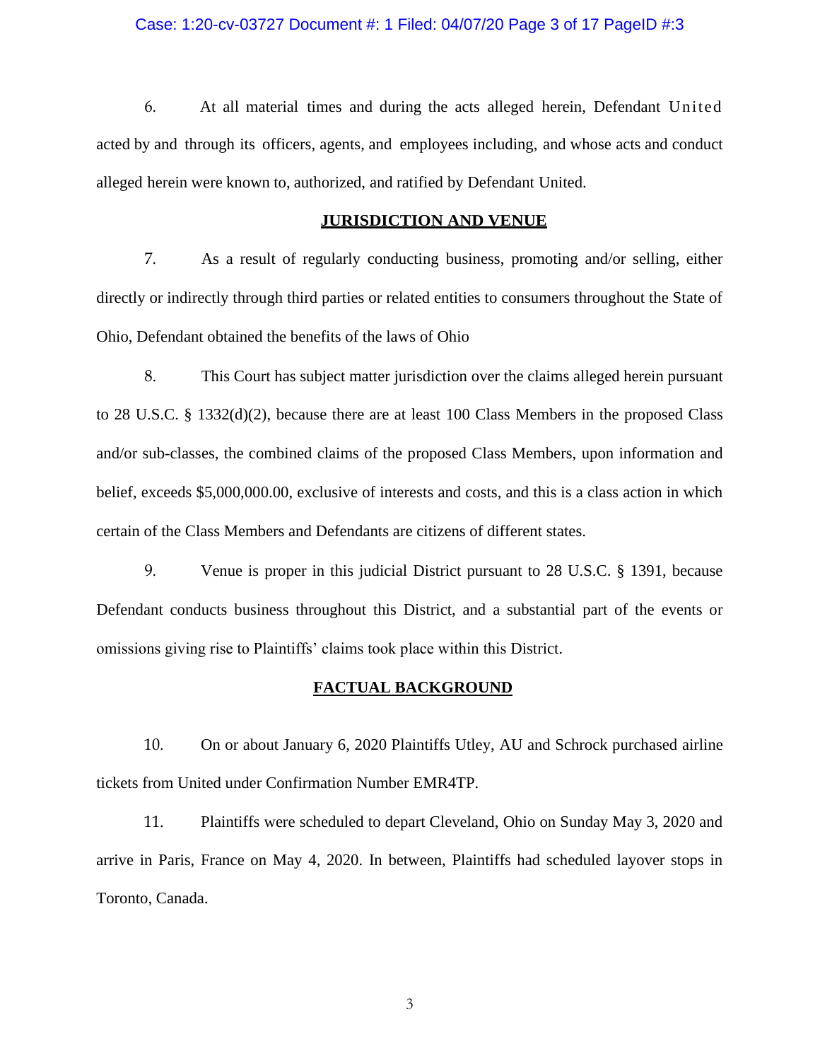6. At all material times and during the acts alleged herein, Defendant United acted by and through its officers, agents, and employees including, and whose acts and conduct alleged herein were known to, authorized, and ratified by Defendant United.

## JURISDICTION AND VENUE

7. As a result of regularly conducting business, promoting and/or selling, either directly or indirectly through third parties or related entities to consumers throughout the State of Ohio, Defendant obtained the benefits of the laws of Ohio

8. This Court has subject matter jurisdiction over the claims alleged herein pursuant to 28 U.S.C. § 1332(d)(2), because there are at least 100 Class Members in the proposed Class and/or sub-classes, the combined claims of the proposed Class Members, upon information and belief, exceeds $5,000,000.00, exclusive of interests and costs, and this is a class action in which certain of the Class Members and Defendants are citizens of different states.

9. Venue is proper in this judicial District pursuant to 28 U.S.C. § 1391, because Defendant conducts business throughout this District, and a substantial part of the events or omissions giving rise to Plaintiffs' claims took place within this District.

## FACTUAL BACKGROUND

10. On or about January 6, 2020 Plaintiffs Utley, AU and Schrock purchased airline tickets from United under Confirmation Number EMR4TP.

11. Plaintiffs were scheduled to depart Cleveland, Ohio on Sunday May 3, 2020 and arrive in Paris, France on May 4, 2020. In between, Plaintiffs had scheduled layover stops in Toronto, Canada.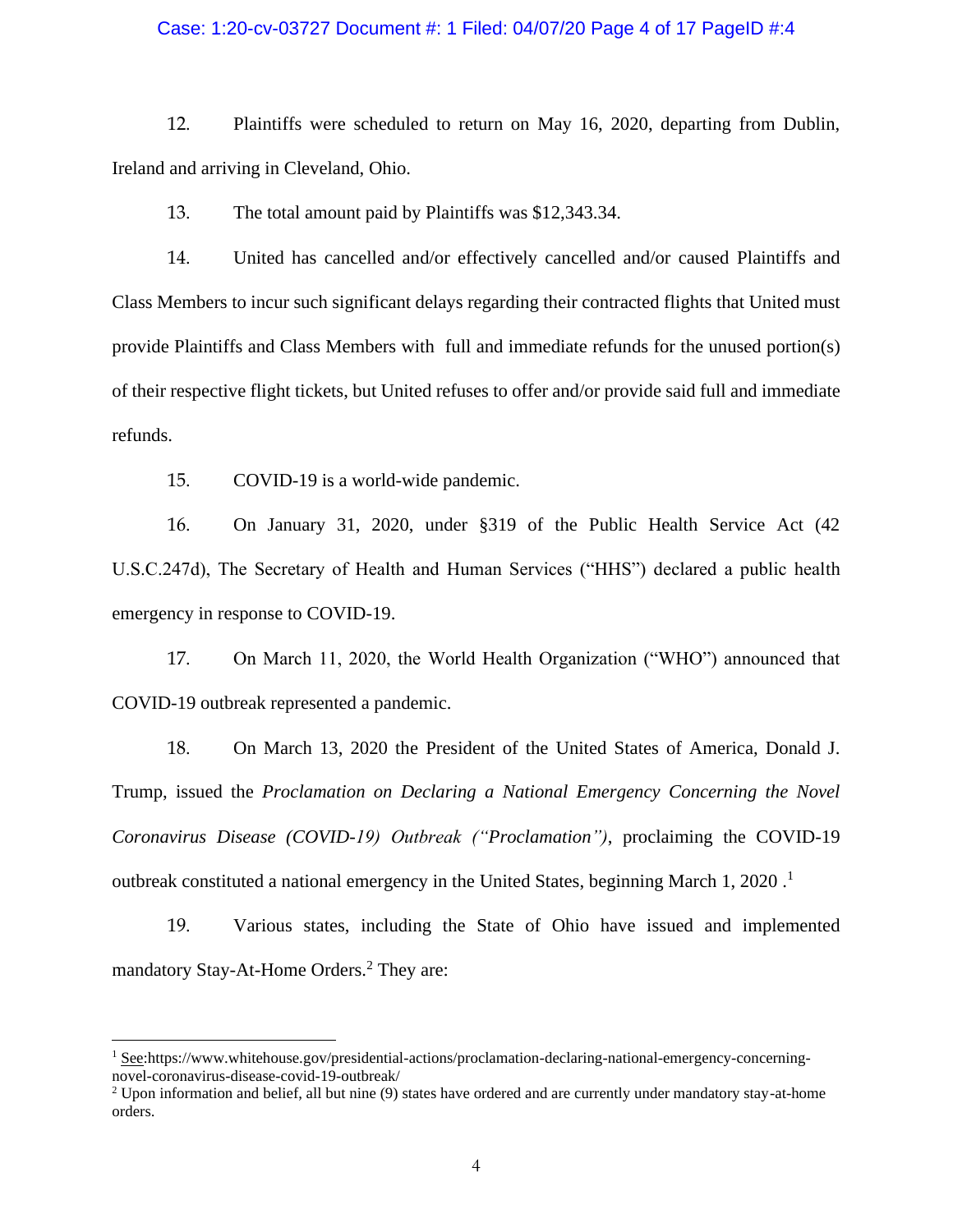12. Plaintiffs were scheduled to return on May 16, 2020, departing from Dublin, Ireland and arriving in Cleveland, Ohio.

13. The total amount paid by Plaintiffs was $12,343.34.

14. United has cancelled and/or effectively cancelled and/or caused Plaintiffs and Class Members to incur such significant delays regarding their contracted flights that United must provide Plaintiffs and Class Members with full and immediate refunds for the unused portion(s) of their respective flight tickets, but United refuses to offer and/or provide said full and immediate refunds.

15. COVID-19 is a world-wide pandemic.

16. On January 31, 2020, under §319 of the Public Health Service Act (42 U.S.C.247d), The Secretary of Health and Human Services ("HHS") declared a public health emergency in response to COVID-19.

17. On March 11, 2020, the World Health Organization ("WHO") announced that COVID-19 outbreak represented a pandemic.

18. On March 13, 2020 the President of the United States of America, Donald J. Trump, issued the *Proclamation on Declaring a National Emergency Concerning the Novel Coronavirus Disease (COVID-19) Outbreak ("Proclamation")*, proclaiming the COVID-19 outbreak constituted a national emergency in the United States, beginning March 1, 2020 .[1]

19. Various states, including the State of Ohio have issued and implemented mandatory Stay-At-Home Orders.[2] They are:

---

[1] See:https://www.whitehouse.gov/presidential-actions/proclamation-declaring-national-emergency-concerning-novel-coronavirus-disease-covid-19-outbreak/

[2] Upon information and belief, all but nine (9) states have ordered and are currently under mandatory stay-at-home orders.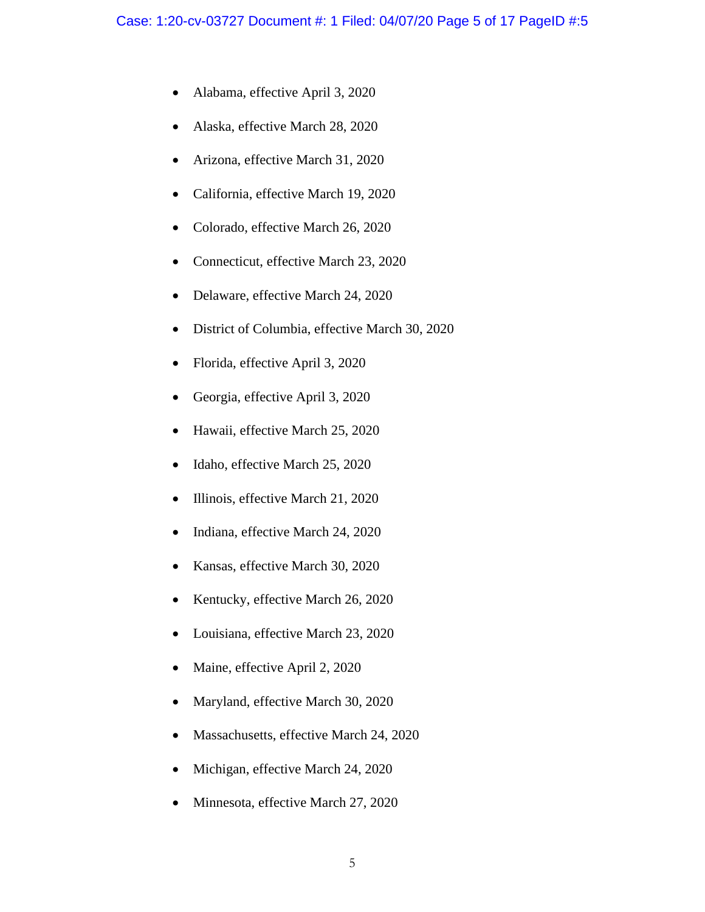- Alabama, effective April 3, 2020
- Alaska, effective March 28, 2020
- Arizona, effective March 31, 2020
- California, effective March 19, 2020
- Colorado, effective March 26, 2020
- Connecticut, effective March 23, 2020
- Delaware, effective March 24, 2020
- District of Columbia, effective March 30, 2020
- Florida, effective April 3, 2020
- Georgia, effective April 3, 2020
- Hawaii, effective March 25, 2020
- Idaho, effective March 25, 2020
- Illinois, effective March 21, 2020
- Indiana, effective March 24, 2020
- Kansas, effective March 30, 2020
- Kentucky, effective March 26, 2020
- Louisiana, effective March 23, 2020
- Maine, effective April 2, 2020
- Maryland, effective March 30, 2020
- Massachusetts, effective March 24, 2020
- Michigan, effective March 24, 2020
- Minnesota, effective March 27, 2020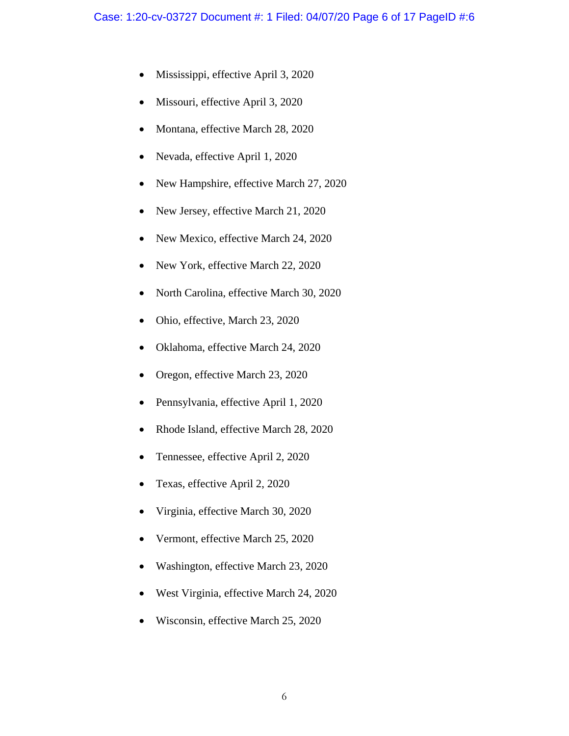- Mississippi, effective April 3, 2020
- Missouri, effective April 3, 2020
- Montana, effective March 28, 2020
- Nevada, effective April 1, 2020
- New Hampshire, effective March 27, 2020
- New Jersey, effective March 21, 2020
- New Mexico, effective March 24, 2020
- New York, effective March 22, 2020
- North Carolina, effective March 30, 2020
- Ohio, effective, March 23, 2020
- Oklahoma, effective March 24, 2020
- Oregon, effective March 23, 2020
- Pennsylvania, effective April 1, 2020
- Rhode Island, effective March 28, 2020
- Tennessee, effective April 2, 2020
- Texas, effective April 2, 2020
- Virginia, effective March 30, 2020
- Vermont, effective March 25, 2020
- Washington, effective March 23, 2020
- West Virginia, effective March 24, 2020
- Wisconsin, effective March 25, 2020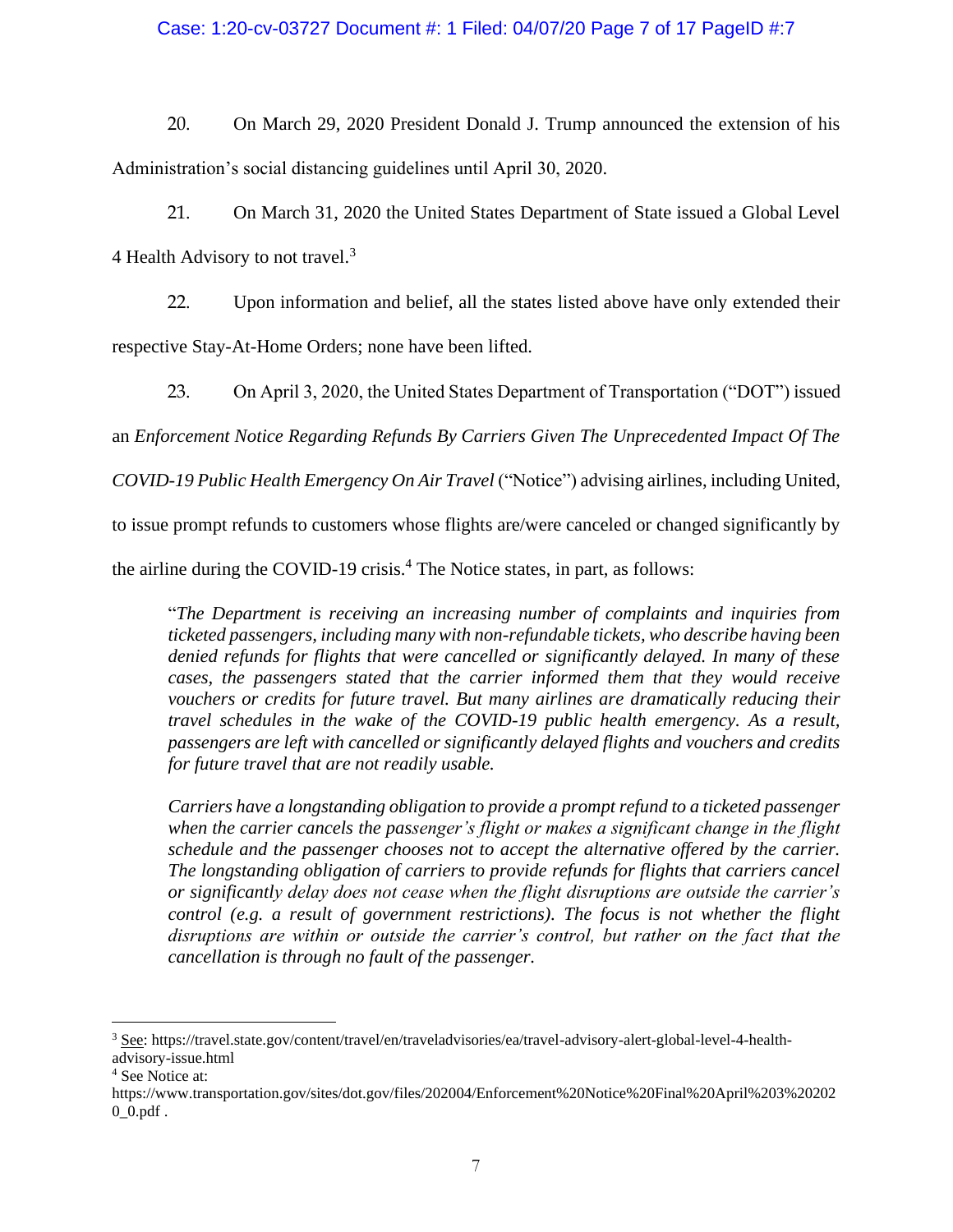20. On March 29, 2020 President Donald J. Trump announced the extension of his Administration's social distancing guidelines until April 30, 2020.

21. On March 31, 2020 the United States Department of State issued a Global Level 4 Health Advisory to not travel.[3]

22. Upon information and belief, all the states listed above have only extended their respective Stay-At-Home Orders; none have been lifted.

23. On April 3, 2020, the United States Department of Transportation ("DOT") issued an *Enforcement Notice Regarding Refunds By Carriers Given The Unprecedented Impact Of The COVID-19 Public Health Emergency On Air Travel* ("Notice") advising airlines, including United, to issue prompt refunds to customers whose flights are/were canceled or changed significantly by the airline during the COVID-19 crisis.[4] The Notice states, in part, as follows:

> "*The Department is receiving an increasing number of complaints and inquiries from ticketed passengers, including many with non-refundable tickets, who describe having been denied refunds for flights that were cancelled or significantly delayed. In many of these cases, the passengers stated that the carrier informed them that they would receive vouchers or credits for future travel. But many airlines are dramatically reducing their travel schedules in the wake of the COVID-19 public health emergency. As a result, passengers are left with cancelled or significantly delayed flights and vouchers and credits for future travel that are not readily usable.*
>
> *Carriers have a longstanding obligation to provide a prompt refund to a ticketed passenger when the carrier cancels the passenger's flight or makes a significant change in the flight schedule and the passenger chooses not to accept the alternative offered by the carrier. The longstanding obligation of carriers to provide refunds for flights that carriers cancel or significantly delay does not cease when the flight disruptions are outside the carrier's control (e.g. a result of government restrictions). The focus is not whether the flight disruptions are within or outside the carrier's control, but rather on the fact that the cancellation is through no fault of the passenger.*

---

[3] See: https://travel.state.gov/content/travel/en/traveladvisories/ea/travel-advisory-alert-global-level-4-health-advisory-issue.html

[4] See Notice at: https://www.transportation.gov/sites/dot.gov/files/202004/Enforcement%20Notice%20Final%20April%203%202020_0.pdf .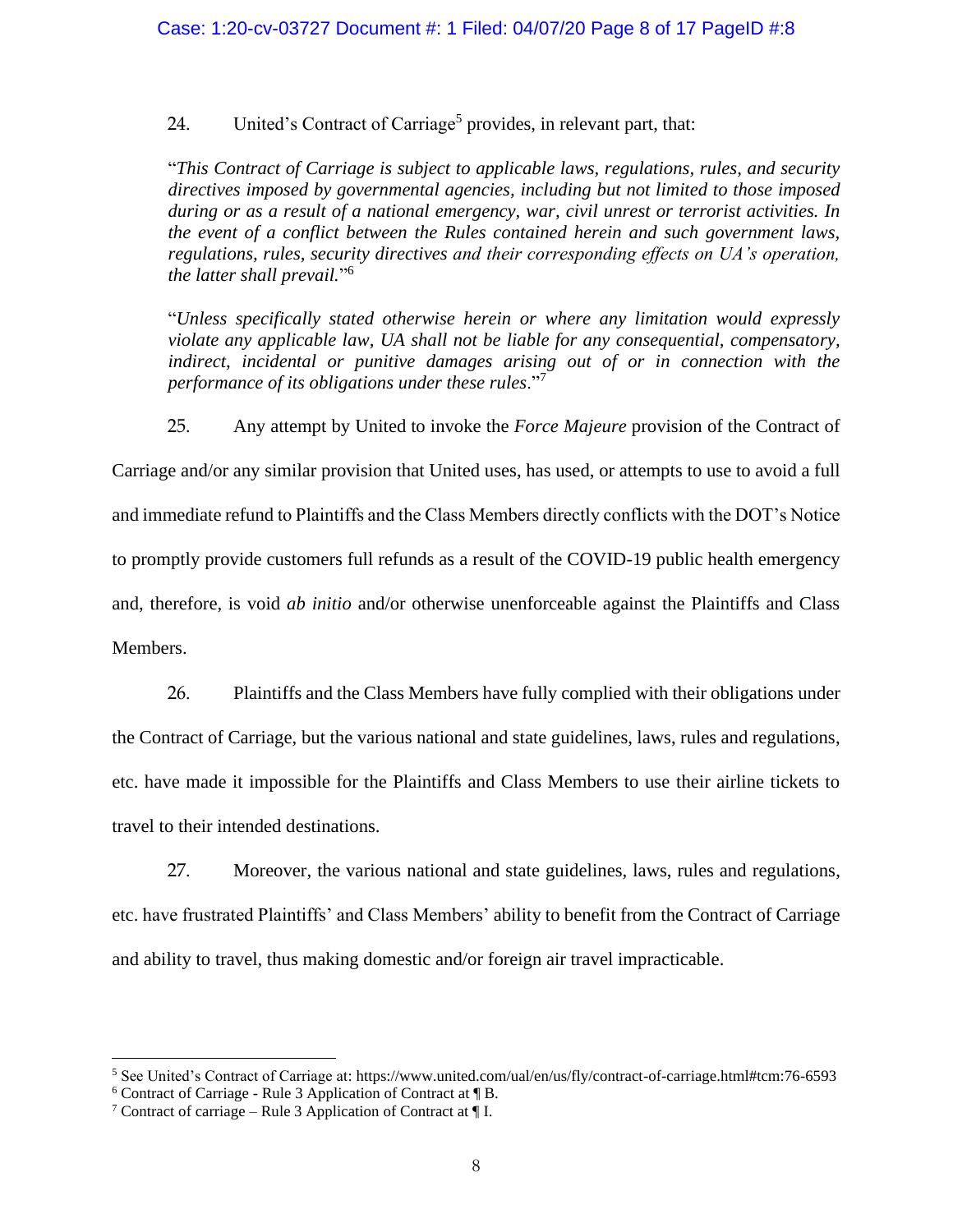24. United's Contract of Carriage[5] provides, in relevant part, that:

> "*This Contract of Carriage is subject to applicable laws, regulations, rules, and security directives imposed by governmental agencies, including but not limited to those imposed during or as a result of a national emergency, war, civil unrest or terrorist activities. In the event of a conflict between the Rules contained herein and such government laws, regulations, rules, security directives and their corresponding effects on UA's operation, the latter shall prevail.*"[6]

> "*Unless specifically stated otherwise herein or where any limitation would expressly violate any applicable law, UA shall not be liable for any consequential, compensatory, indirect, incidental or punitive damages arising out of or in connection with the performance of its obligations under these rules*."[7]

25. Any attempt by United to invoke the *Force Majeure* provision of the Contract of Carriage and/or any similar provision that United uses, has used, or attempts to use to avoid a full and immediate refund to Plaintiffs and the Class Members directly conflicts with the DOT's Notice to promptly provide customers full refunds as a result of the COVID-19 public health emergency and, therefore, is void *ab initio* and/or otherwise unenforceable against the Plaintiffs and Class Members.

26. Plaintiffs and the Class Members have fully complied with their obligations under the Contract of Carriage, but the various national and state guidelines, laws, rules and regulations, etc. have made it impossible for the Plaintiffs and Class Members to use their airline tickets to travel to their intended destinations.

27. Moreover, the various national and state guidelines, laws, rules and regulations, etc. have frustrated Plaintiffs' and Class Members' ability to benefit from the Contract of Carriage and ability to travel, thus making domestic and/or foreign air travel impracticable.

---

[5] See United's Contract of Carriage at: https://www.united.com/ual/en/us/fly/contract-of-carriage.html#tcm:76-6593

[6] Contract of Carriage - Rule 3 Application of Contract at ¶ B.

[7] Contract of carriage – Rule 3 Application of Contract at ¶ I.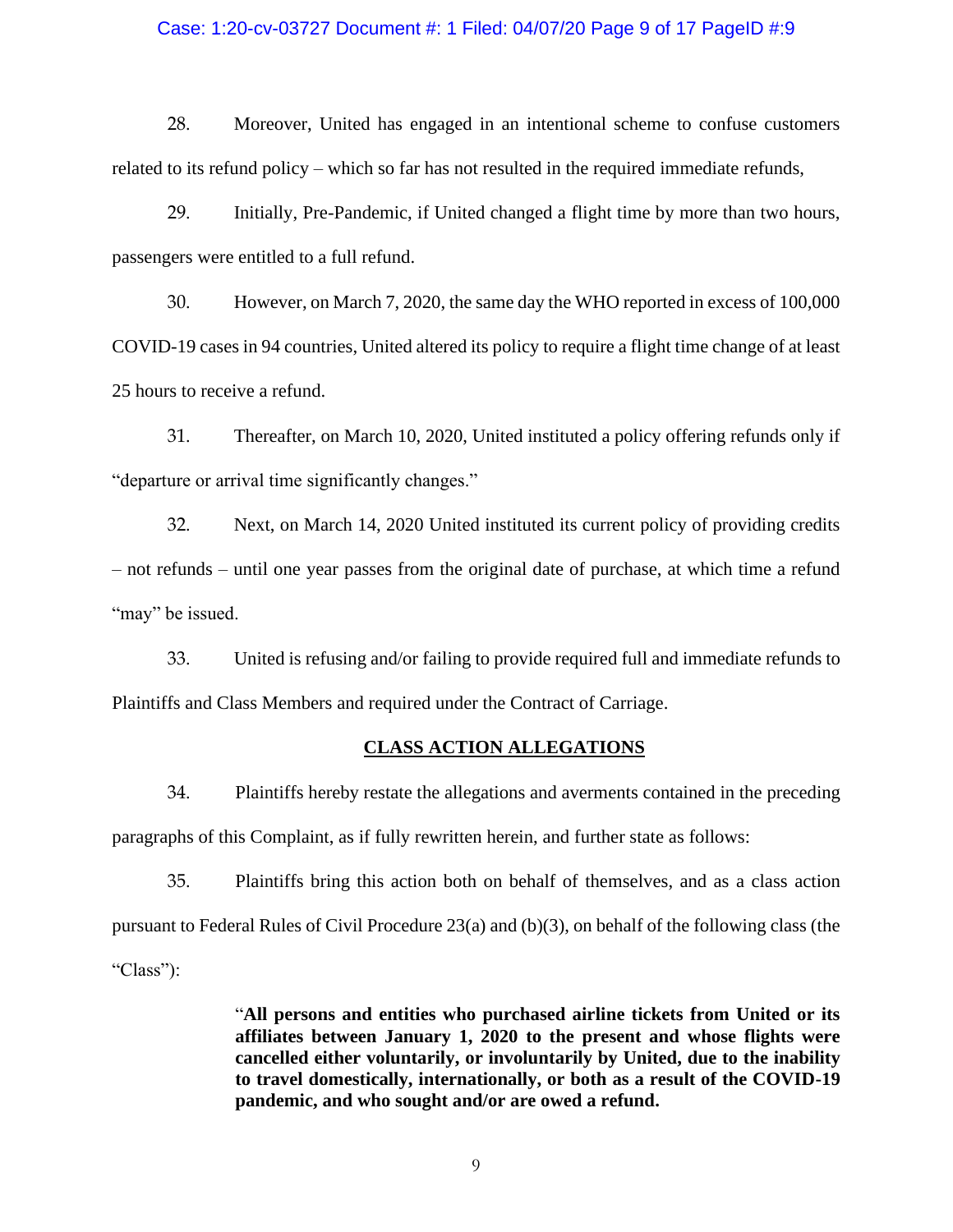28. Moreover, United has engaged in an intentional scheme to confuse customers related to its refund policy – which so far has not resulted in the required immediate refunds,

29. Initially, Pre-Pandemic, if United changed a flight time by more than two hours, passengers were entitled to a full refund.

30. However, on March 7, 2020, the same day the WHO reported in excess of 100,000 COVID-19 cases in 94 countries, United altered its policy to require a flight time change of at least 25 hours to receive a refund.

31. Thereafter, on March 10, 2020, United instituted a policy offering refunds only if "departure or arrival time significantly changes."

32. Next, on March 14, 2020 United instituted its current policy of providing credits – not refunds – until one year passes from the original date of purchase, at which time a refund "may" be issued.

33. United is refusing and/or failing to provide required full and immediate refunds to Plaintiffs and Class Members and required under the Contract of Carriage.

## CLASS ACTION ALLEGATIONS

34. Plaintiffs hereby restate the allegations and averments contained in the preceding paragraphs of this Complaint, as if fully rewritten herein, and further state as follows:

35. Plaintiffs bring this action both on behalf of themselves, and as a class action pursuant to Federal Rules of Civil Procedure 23(a) and (b)(3), on behalf of the following class (the "Class"):

> "**All persons and entities who purchased airline tickets from United or its affiliates between January 1, 2020 to the present and whose flights were cancelled either voluntarily, or involuntarily by United, due to the inability to travel domestically, internationally, or both as a result of the COVID-19 pandemic, and who sought and/or are owed a refund.**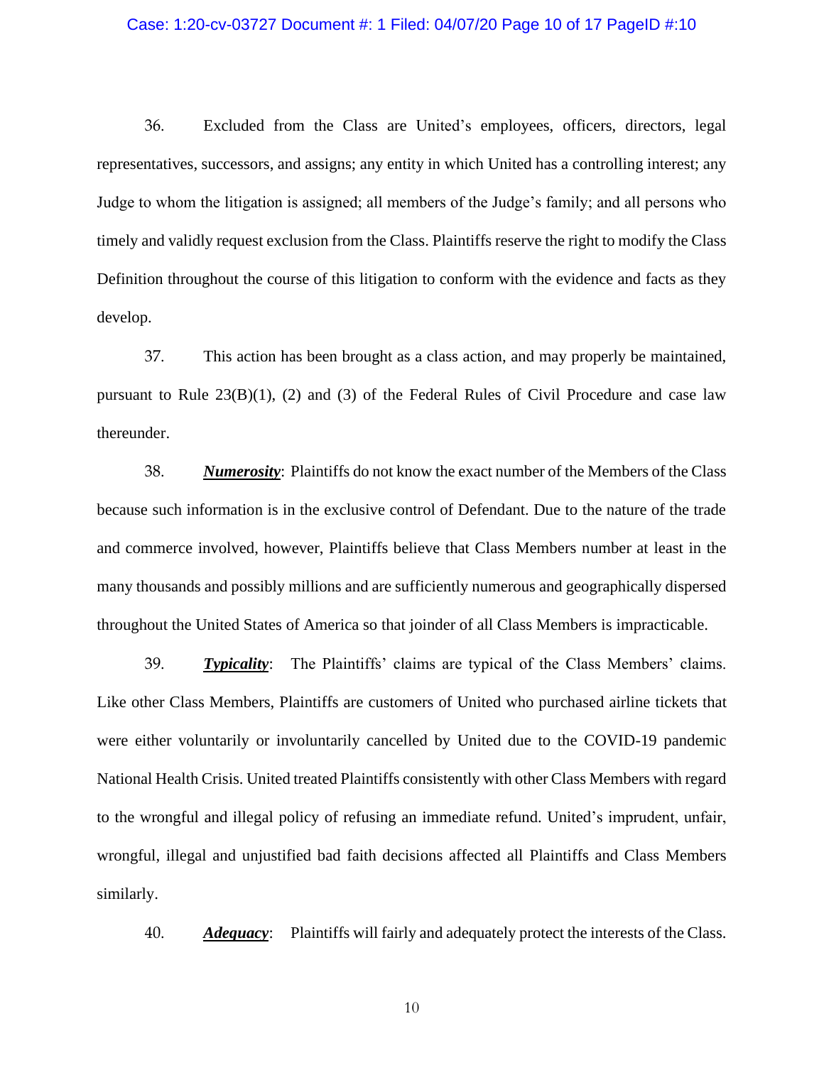36. Excluded from the Class are United's employees, officers, directors, legal representatives, successors, and assigns; any entity in which United has a controlling interest; any Judge to whom the litigation is assigned; all members of the Judge's family; and all persons who timely and validly request exclusion from the Class. Plaintiffs reserve the right to modify the Class Definition throughout the course of this litigation to conform with the evidence and facts as they develop.

37. This action has been brought as a class action, and may properly be maintained, pursuant to Rule 23(B)(1), (2) and (3) of the Federal Rules of Civil Procedure and case law thereunder.

38. ***Numerosity***: Plaintiffs do not know the exact number of the Members of the Class because such information is in the exclusive control of Defendant. Due to the nature of the trade and commerce involved, however, Plaintiffs believe that Class Members number at least in the many thousands and possibly millions and are sufficiently numerous and geographically dispersed throughout the United States of America so that joinder of all Class Members is impracticable.

39. ***Typicality***: The Plaintiffs' claims are typical of the Class Members' claims. Like other Class Members, Plaintiffs are customers of United who purchased airline tickets that were either voluntarily or involuntarily cancelled by United due to the COVID-19 pandemic National Health Crisis. United treated Plaintiffs consistently with other Class Members with regard to the wrongful and illegal policy of refusing an immediate refund. United's imprudent, unfair, wrongful, illegal and unjustified bad faith decisions affected all Plaintiffs and Class Members similarly.

40. ***Adequacy***: Plaintiffs will fairly and adequately protect the interests of the Class.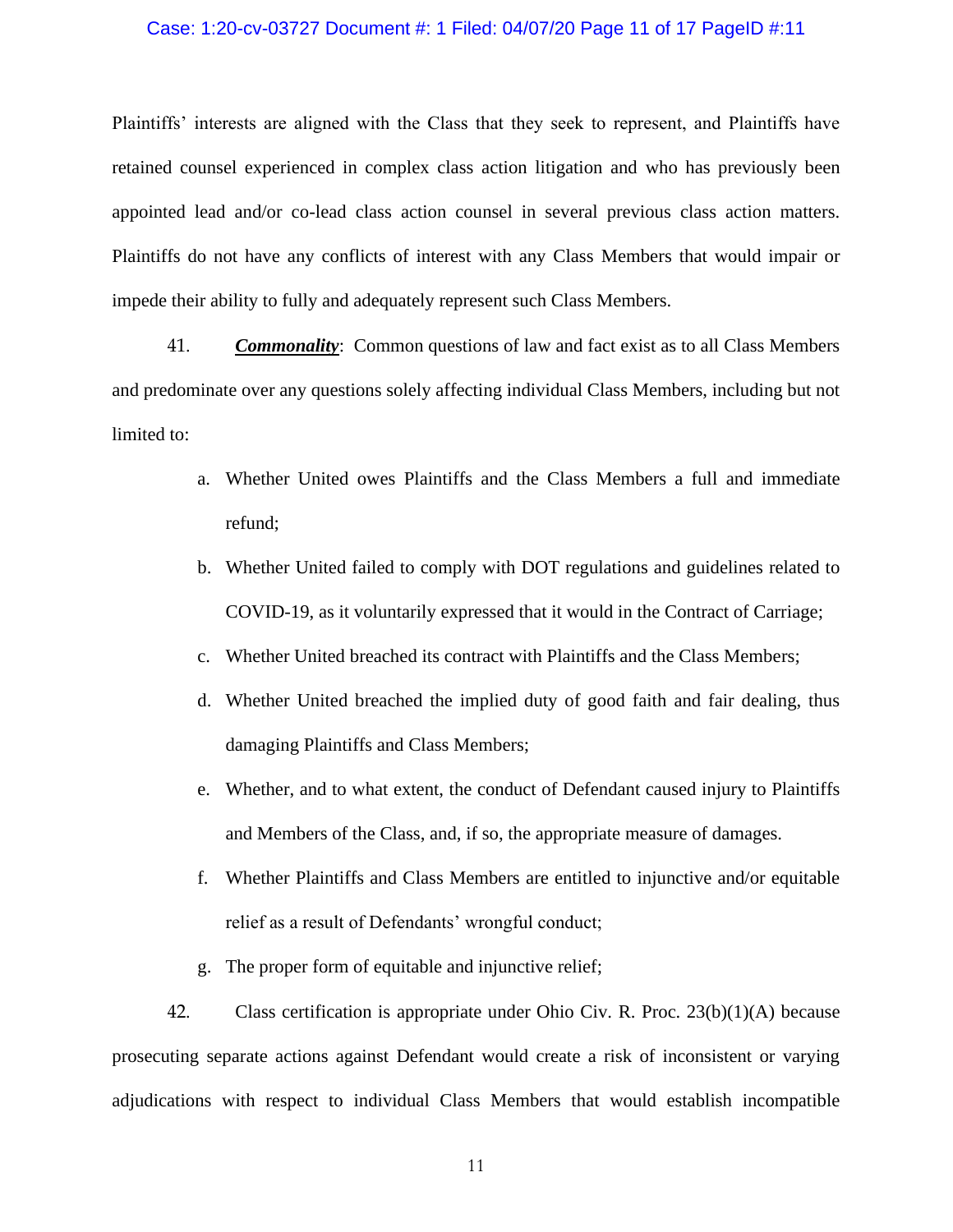Plaintiffs' interests are aligned with the Class that they seek to represent, and Plaintiffs have retained counsel experienced in complex class action litigation and who has previously been appointed lead and/or co-lead class action counsel in several previous class action matters. Plaintiffs do not have any conflicts of interest with any Class Members that would impair or impede their ability to fully and adequately represent such Class Members.

41. ***Commonality***: Common questions of law and fact exist as to all Class Members and predominate over any questions solely affecting individual Class Members, including but not limited to:

a. Whether United owes Plaintiffs and the Class Members a full and immediate refund;

b. Whether United failed to comply with DOT regulations and guidelines related to COVID-19, as it voluntarily expressed that it would in the Contract of Carriage;

c. Whether United breached its contract with Plaintiffs and the Class Members;

d. Whether United breached the implied duty of good faith and fair dealing, thus damaging Plaintiffs and Class Members;

e. Whether, and to what extent, the conduct of Defendant caused injury to Plaintiffs and Members of the Class, and, if so, the appropriate measure of damages.

f. Whether Plaintiffs and Class Members are entitled to injunctive and/or equitable relief as a result of Defendants' wrongful conduct;

g. The proper form of equitable and injunctive relief;

42. Class certification is appropriate under Ohio Civ. R. Proc. 23(b)(1)(A) because prosecuting separate actions against Defendant would create a risk of inconsistent or varying adjudications with respect to individual Class Members that would establish incompatible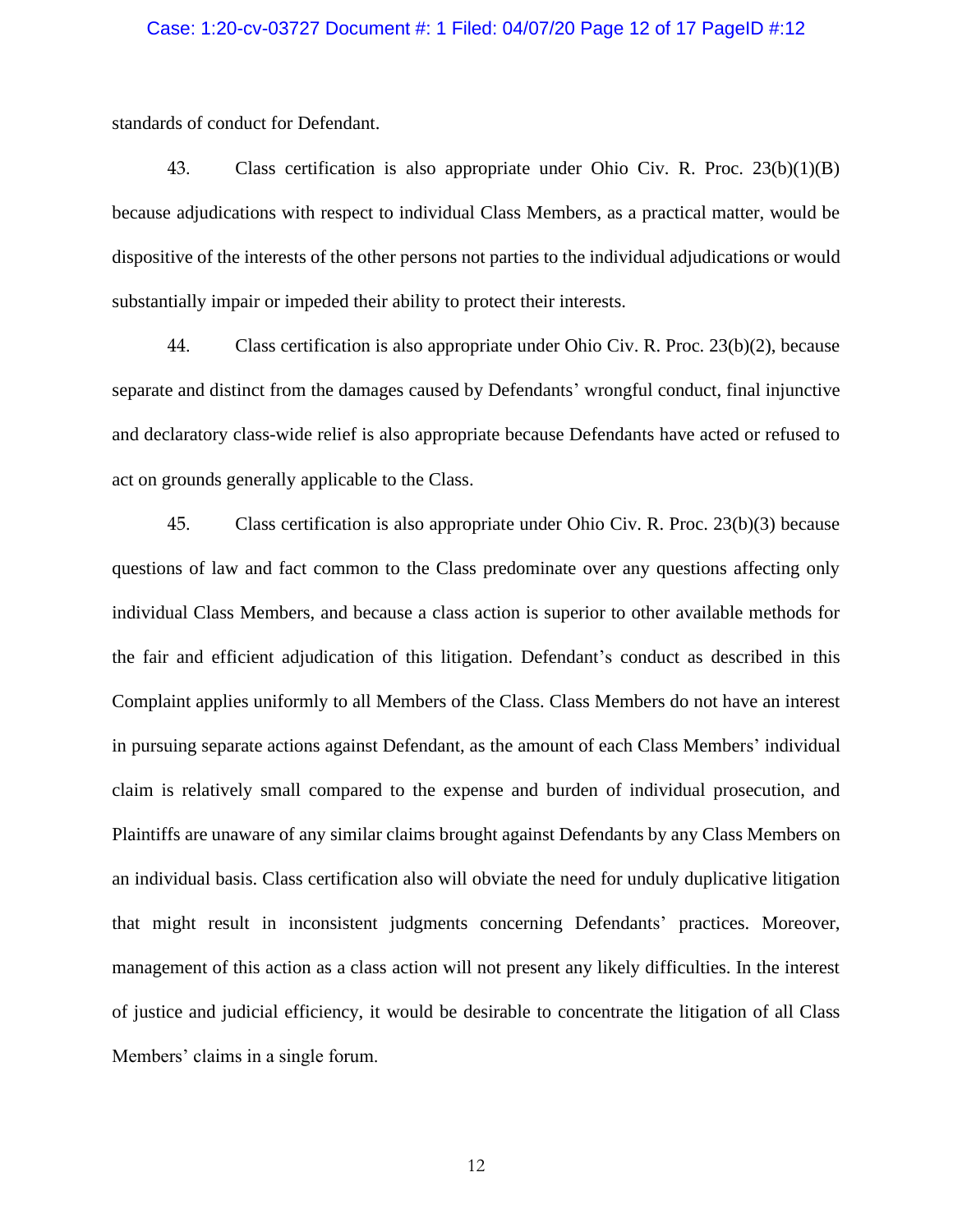standards of conduct for Defendant.

43. Class certification is also appropriate under Ohio Civ. R. Proc. 23(b)(1)(B) because adjudications with respect to individual Class Members, as a practical matter, would be dispositive of the interests of the other persons not parties to the individual adjudications or would substantially impair or impeded their ability to protect their interests.

44. Class certification is also appropriate under Ohio Civ. R. Proc. 23(b)(2), because separate and distinct from the damages caused by Defendants' wrongful conduct, final injunctive and declaratory class-wide relief is also appropriate because Defendants have acted or refused to act on grounds generally applicable to the Class.

45. Class certification is also appropriate under Ohio Civ. R. Proc. 23(b)(3) because questions of law and fact common to the Class predominate over any questions affecting only individual Class Members, and because a class action is superior to other available methods for the fair and efficient adjudication of this litigation. Defendant's conduct as described in this Complaint applies uniformly to all Members of the Class. Class Members do not have an interest in pursuing separate actions against Defendant, as the amount of each Class Members' individual claim is relatively small compared to the expense and burden of individual prosecution, and Plaintiffs are unaware of any similar claims brought against Defendants by any Class Members on an individual basis. Class certification also will obviate the need for unduly duplicative litigation that might result in inconsistent judgments concerning Defendants' practices. Moreover, management of this action as a class action will not present any likely difficulties. In the interest of justice and judicial efficiency, it would be desirable to concentrate the litigation of all Class Members' claims in a single forum.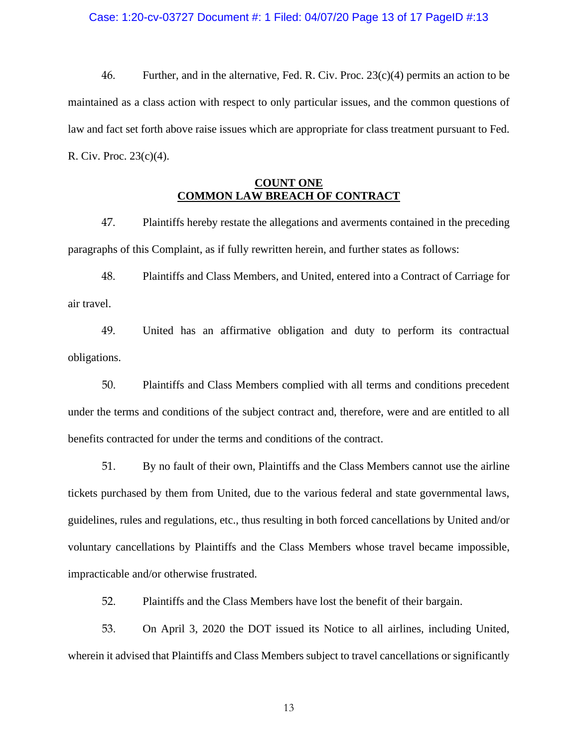46. Further, and in the alternative, Fed. R. Civ. Proc. 23(c)(4) permits an action to be maintained as a class action with respect to only particular issues, and the common questions of law and fact set forth above raise issues which are appropriate for class treatment pursuant to Fed. R. Civ. Proc. 23(c)(4).

## COUNT ONE
## COMMON LAW BREACH OF CONTRACT

47. Plaintiffs hereby restate the allegations and averments contained in the preceding paragraphs of this Complaint, as if fully rewritten herein, and further states as follows:

48. Plaintiffs and Class Members, and United, entered into a Contract of Carriage for air travel.

49. United has an affirmative obligation and duty to perform its contractual obligations.

50. Plaintiffs and Class Members complied with all terms and conditions precedent under the terms and conditions of the subject contract and, therefore, were and are entitled to all benefits contracted for under the terms and conditions of the contract.

51. By no fault of their own, Plaintiffs and the Class Members cannot use the airline tickets purchased by them from United, due to the various federal and state governmental laws, guidelines, rules and regulations, etc., thus resulting in both forced cancellations by United and/or voluntary cancellations by Plaintiffs and the Class Members whose travel became impossible, impracticable and/or otherwise frustrated.

52. Plaintiffs and the Class Members have lost the benefit of their bargain.

53. On April 3, 2020 the DOT issued its Notice to all airlines, including United, wherein it advised that Plaintiffs and Class Members subject to travel cancellations or significantly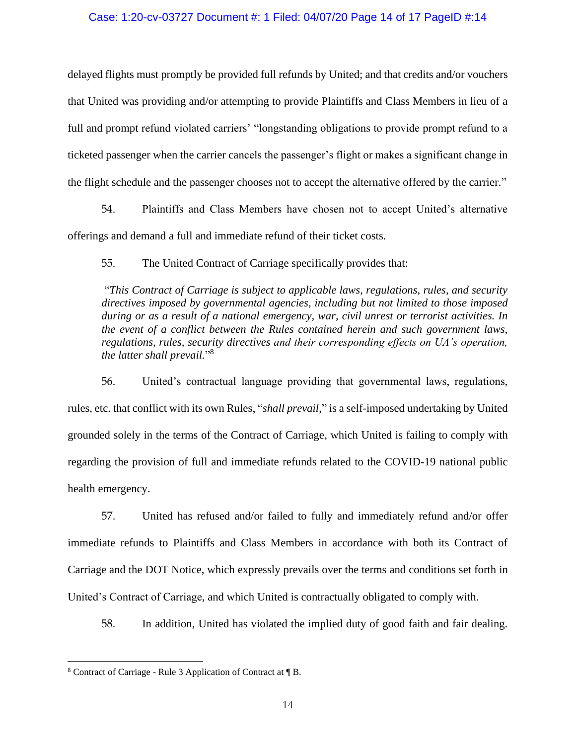delayed flights must promptly be provided full refunds by United; and that credits and/or vouchers that United was providing and/or attempting to provide Plaintiffs and Class Members in lieu of a full and prompt refund violated carriers' "longstanding obligations to provide prompt refund to a ticketed passenger when the carrier cancels the passenger's flight or makes a significant change in the flight schedule and the passenger chooses not to accept the alternative offered by the carrier."

54. Plaintiffs and Class Members have chosen not to accept United's alternative offerings and demand a full and immediate refund of their ticket costs.

55. The United Contract of Carriage specifically provides that:

> "*This Contract of Carriage is subject to applicable laws, regulations, rules, and security directives imposed by governmental agencies, including but not limited to those imposed during or as a result of a national emergency, war, civil unrest or terrorist activities. In the event of a conflict between the Rules contained herein and such government laws, regulations, rules, security directives and their corresponding effects on UA's operation, the latter shall prevail.*"[8]

56. United's contractual language providing that governmental laws, regulations, rules, etc. that conflict with its own Rules, "*shall prevail*," is a self-imposed undertaking by United grounded solely in the terms of the Contract of Carriage, which United is failing to comply with regarding the provision of full and immediate refunds related to the COVID-19 national public health emergency.

57. United has refused and/or failed to fully and immediately refund and/or offer immediate refunds to Plaintiffs and Class Members in accordance with both its Contract of Carriage and the DOT Notice, which expressly prevails over the terms and conditions set forth in United's Contract of Carriage, and which United is contractually obligated to comply with.

58. In addition, United has violated the implied duty of good faith and fair dealing.

---

[8] Contract of Carriage - Rule 3 Application of Contract at ¶ B.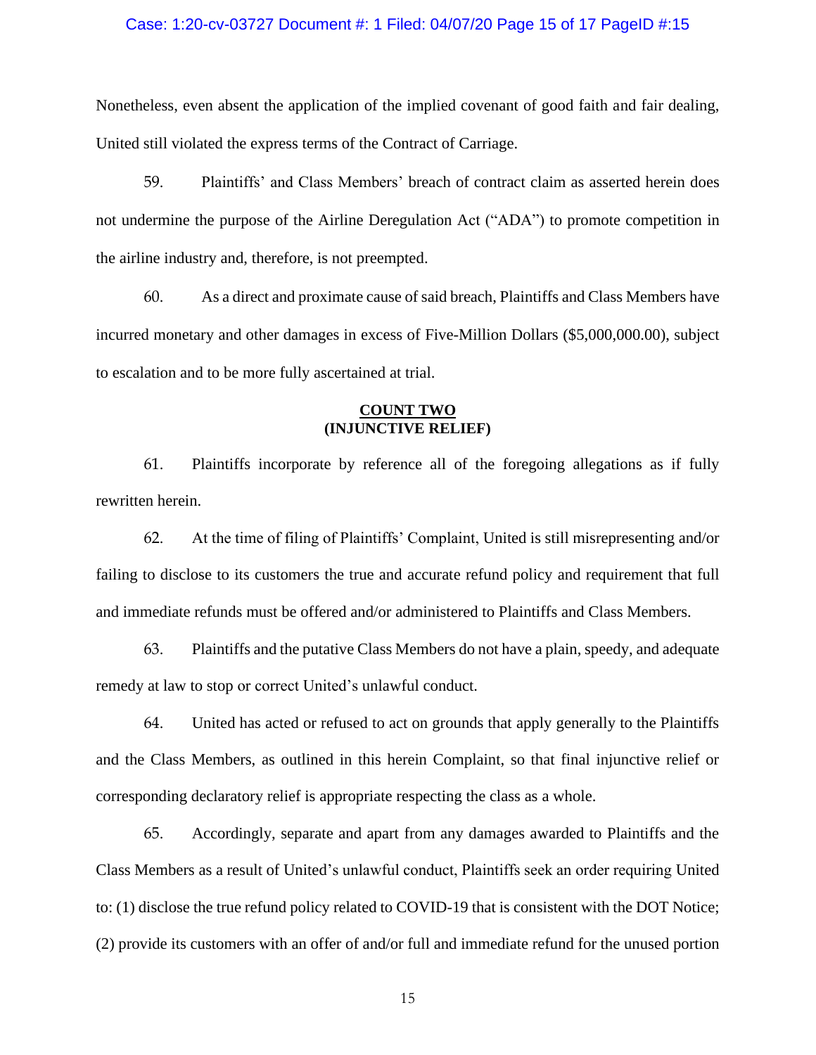Nonetheless, even absent the application of the implied covenant of good faith and fair dealing, United still violated the express terms of the Contract of Carriage.

59. Plaintiffs' and Class Members' breach of contract claim as asserted herein does not undermine the purpose of the Airline Deregulation Act ("ADA") to promote competition in the airline industry and, therefore, is not preempted.

60. As a direct and proximate cause of said breach, Plaintiffs and Class Members have incurred monetary and other damages in excess of Five-Million Dollars ($5,000,000.00), subject to escalation and to be more fully ascertained at trial.

**COUNT TWO**
**(INJUNCTIVE RELIEF)**

61. Plaintiffs incorporate by reference all of the foregoing allegations as if fully rewritten herein.

62. At the time of filing of Plaintiffs' Complaint, United is still misrepresenting and/or failing to disclose to its customers the true and accurate refund policy and requirement that full and immediate refunds must be offered and/or administered to Plaintiffs and Class Members.

63. Plaintiffs and the putative Class Members do not have a plain, speedy, and adequate remedy at law to stop or correct United's unlawful conduct.

64. United has acted or refused to act on grounds that apply generally to the Plaintiffs and the Class Members, as outlined in this herein Complaint, so that final injunctive relief or corresponding declaratory relief is appropriate respecting the class as a whole.

65. Accordingly, separate and apart from any damages awarded to Plaintiffs and the Class Members as a result of United's unlawful conduct, Plaintiffs seek an order requiring United to: (1) disclose the true refund policy related to COVID-19 that is consistent with the DOT Notice; (2) provide its customers with an offer of and/or full and immediate refund for the unused portion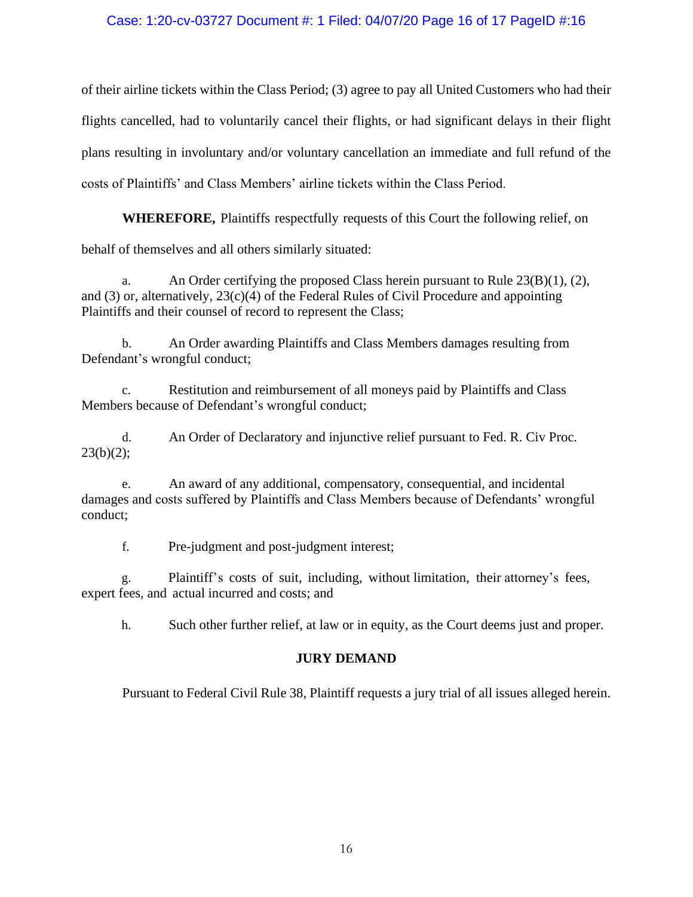of their airline tickets within the Class Period; (3) agree to pay all United Customers who had their flights cancelled, had to voluntarily cancel their flights, or had significant delays in their flight plans resulting in involuntary and/or voluntary cancellation an immediate and full refund of the costs of Plaintiffs' and Class Members' airline tickets within the Class Period.

**WHEREFORE,** Plaintiffs respectfully requests of this Court the following relief, on behalf of themselves and all others similarly situated:

a. An Order certifying the proposed Class herein pursuant to Rule 23(B)(1), (2), and (3) or, alternatively, 23(c)(4) of the Federal Rules of Civil Procedure and appointing Plaintiffs and their counsel of record to represent the Class;

b. An Order awarding Plaintiffs and Class Members damages resulting from Defendant's wrongful conduct;

c. Restitution and reimbursement of all moneys paid by Plaintiffs and Class Members because of Defendant's wrongful conduct;

d. An Order of Declaratory and injunctive relief pursuant to Fed. R. Civ Proc. 23(b)(2);

e. An award of any additional, compensatory, consequential, and incidental damages and costs suffered by Plaintiffs and Class Members because of Defendants' wrongful conduct;

f. Pre-judgment and post-judgment interest;

g. Plaintiff's costs of suit, including, without limitation, their attorney's fees, expert fees, and actual incurred and costs; and

h. Such other further relief, at law or in equity, as the Court deems just and proper.

**JURY DEMAND**

Pursuant to Federal Civil Rule 38, Plaintiff requests a jury trial of all issues alleged herein.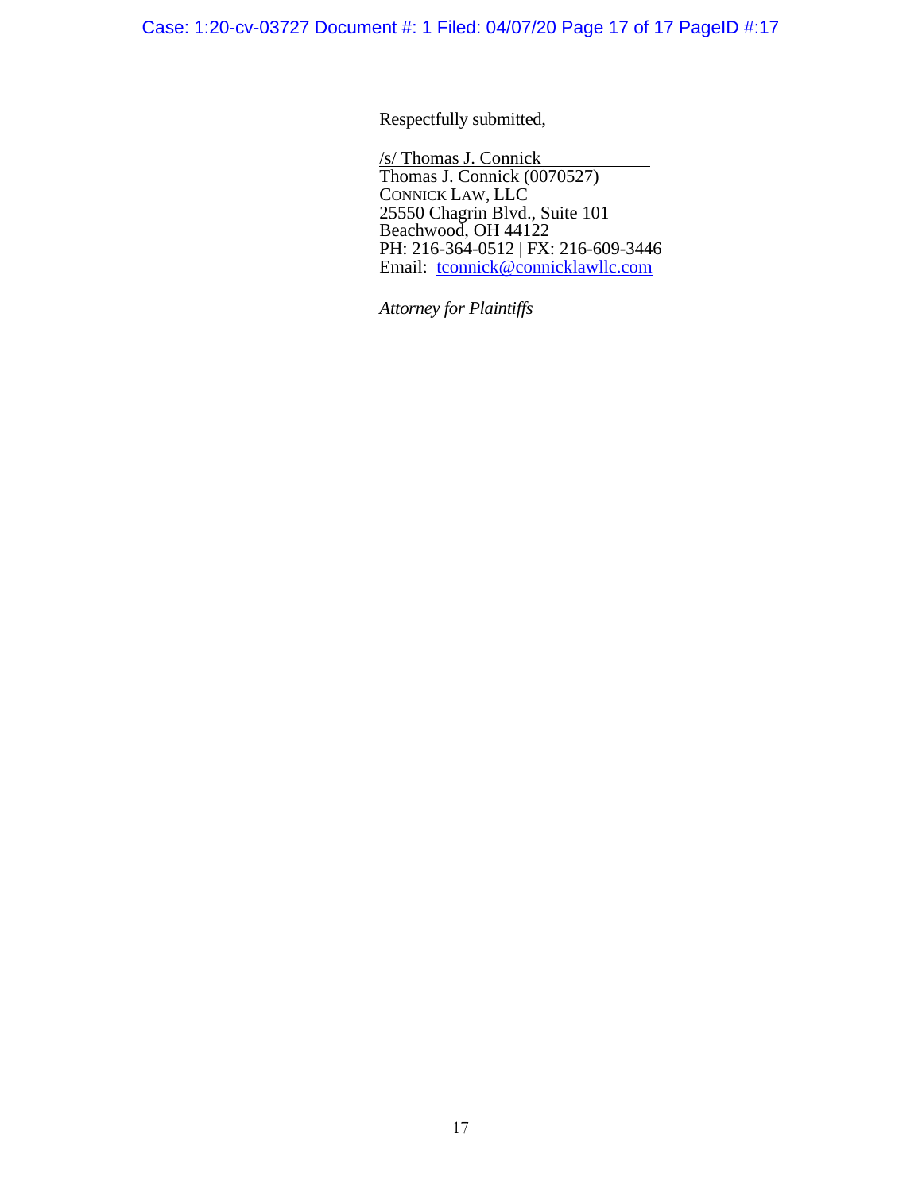Respectfully submitted,

/s/ Thomas J. Connick
Thomas J. Connick (0070527)
CONNICK LAW, LLC
25550 Chagrin Blvd., Suite 101
Beachwood, OH 44122
PH: 216-364-0512 | FX: 216-609-3446
Email: tconnick@connicklawllc.com

*Attorney for Plaintiffs*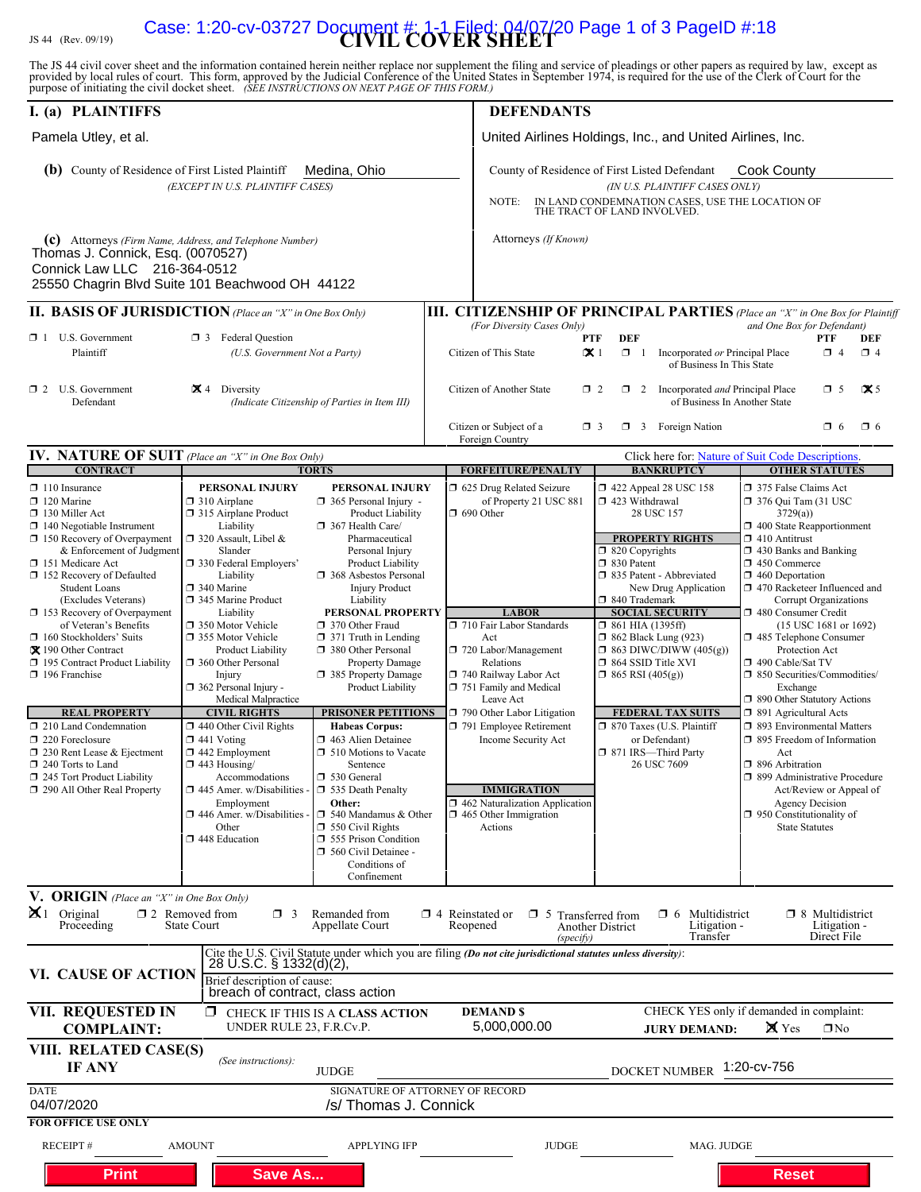JS 44 (Rev. 09/19)

# CIVIL COVER SHEET

The JS 44 civil cover sheet and the information contained herein neither replace nor supplement the filing and service of pleadings or other papers as required by law, except as provided by local rules of court. This form, approved by the Judicial Conference of the United States in September 1974, is required for the use of the Clerk of Court for the purpose of initiating the civil docket sheet. *(SEE INSTRUCTIONS ON NEXT PAGE OF THIS FORM.)*

## I. (a) PLAINTIFFS

Pamela Utley, et al.

**(b)** County of Residence of First Listed Plaintiff: Medina, Ohio
*(EXCEPT IN U.S. PLAINTIFF CASES)*

**(c)** Attorneys *(Firm Name, Address, and Telephone Number)*
Thomas J. Connick, Esq. (0070527)
Connick Law LLC 216-364-0512
25550 Chagrin Blvd Suite 101 Beachwood OH 44122

## DEFENDANTS

United Airlines Holdings, Inc., and United Airlines, Inc.

County of Residence of First Listed Defendant: Cook County
*(IN U.S. PLAINTIFF CASES ONLY)*

NOTE: IN LAND CONDEMNATION CASES, USE THE LOCATION OF THE TRACT OF LAND INVOLVED.

Attorneys *(If Known)*

## II. BASIS OF JURISDICTION *(Place an "X" in One Box Only)*

- ☐ 1 U.S. Government Plaintiff
- ☐ 3 Federal Question (U.S. Government Not a Party)
- ☐ 2 U.S. Government Defendant
- ☒ 4 Diversity (Indicate Citizenship of Parties in Item III)

## III. CITIZENSHIP OF PRINCIPAL PARTIES *(Place an "X" in One Box for Plaintiff and One Box for Defendant)* *(For Diversity Cases Only)*

| | PTF | DEF | | PTF | DEF |
|---|---|---|---|---|---|
| Citizen of This State | ☒ 1 | ☐ 1 | Incorporated *or* Principal Place of Business In This State | ☐ 4 | ☐ 4 |
| Citizen of Another State | ☐ 2 | ☐ 2 | Incorporated *and* Principal Place of Business In Another State | ☐ 5 | ☒ 5 |
| Citizen or Subject of a Foreign Country | ☐ 3 | ☐ 3 | Foreign Nation | ☐ 6 | ☐ 6 |

## IV. NATURE OF SUIT *(Place an "X" in One Box Only)*

Click here for: Nature of Suit Code Descriptions.

**CONTRACT**
- ☐ 110 Insurance
- ☐ 120 Marine
- ☐ 130 Miller Act
- ☐ 140 Negotiable Instrument
- ☐ 150 Recovery of Overpayment & Enforcement of Judgment
- ☐ 151 Medicare Act
- ☐ 152 Recovery of Defaulted Student Loans (Excludes Veterans)
- ☐ 153 Recovery of Overpayment of Veteran's Benefits
- ☐ 160 Stockholders' Suits
- ☒ 190 Other Contract
- ☐ 195 Contract Product Liability
- ☐ 196 Franchise

**REAL PROPERTY**
- ☐ 210 Land Condemnation
- ☐ 220 Foreclosure
- ☐ 230 Rent Lease & Ejectment
- ☐ 240 Torts to Land
- ☐ 245 Tort Product Liability
- ☐ 290 All Other Real Property

**TORTS — PERSONAL INJURY**
- ☐ 310 Airplane
- ☐ 315 Airplane Product Liability
- ☐ 320 Assault, Libel & Slander
- ☐ 330 Federal Employers' Liability
- ☐ 340 Marine
- ☐ 345 Marine Product Liability
- ☐ 350 Motor Vehicle
- ☐ 355 Motor Vehicle Product Liability
- ☐ 360 Other Personal Injury
- ☐ 362 Personal Injury - Medical Malpractice

**PERSONAL INJURY**
- ☐ 365 Personal Injury - Product Liability
- ☐ 367 Health Care/ Pharmaceutical Personal Injury Product Liability
- ☐ 368 Asbestos Personal Injury Product Liability

**PERSONAL PROPERTY**
- ☐ 370 Other Fraud
- ☐ 371 Truth in Lending
- ☐ 380 Other Personal Property Damage
- ☐ 385 Property Damage Product Liability

**CIVIL RIGHTS**
- ☐ 440 Other Civil Rights
- ☐ 441 Voting
- ☐ 442 Employment
- ☐ 443 Housing/ Accommodations
- ☐ 445 Amer. w/Disabilities - Employment
- ☐ 446 Amer. w/Disabilities - Other
- ☐ 448 Education

**PRISONER PETITIONS**
Habeas Corpus:
- ☐ 463 Alien Detainee
- ☐ 510 Motions to Vacate Sentence
- ☐ 530 General
- ☐ 535 Death Penalty

Other:
- ☐ 540 Mandamus & Other
- ☐ 550 Civil Rights
- ☐ 555 Prison Condition
- ☐ 560 Civil Detainee - Conditions of Confinement

**FORFEITURE/PENALTY**
- ☐ 625 Drug Related Seizure of Property 21 USC 881
- ☐ 690 Other

**LABOR**
- ☐ 710 Fair Labor Standards Act
- ☐ 720 Labor/Management Relations
- ☐ 740 Railway Labor Act
- ☐ 751 Family and Medical Leave Act
- ☐ 790 Other Labor Litigation
- ☐ 791 Employee Retirement Income Security Act

**IMMIGRATION**
- ☐ 462 Naturalization Application
- ☐ 465 Other Immigration Actions

**BANKRUPTCY**
- ☐ 422 Appeal 28 USC 158
- ☐ 423 Withdrawal 28 USC 157

**PROPERTY RIGHTS**
- ☐ 820 Copyrights
- ☐ 830 Patent
- ☐ 835 Patent - Abbreviated New Drug Application
- ☐ 840 Trademark

**SOCIAL SECURITY**
- ☐ 861 HIA (1395ff)
- ☐ 862 Black Lung (923)
- ☐ 863 DIWC/DIWW (405(g))
- ☐ 864 SSID Title XVI
- ☐ 865 RSI (405(g))

**FEDERAL TAX SUITS**
- ☐ 870 Taxes (U.S. Plaintiff or Defendant)
- ☐ 871 IRS—Third Party 26 USC 7609

**OTHER STATUTES**
- ☐ 375 False Claims Act
- ☐ 376 Qui Tam (31 USC 3729(a))
- ☐ 400 State Reapportionment
- ☐ 410 Antitrust
- ☐ 430 Banks and Banking
- ☐ 450 Commerce
- ☐ 460 Deportation
- ☐ 470 Racketeer Influenced and Corrupt Organizations
- ☐ 480 Consumer Credit (15 USC 1681 or 1692)
- ☐ 485 Telephone Consumer Protection Act
- ☐ 490 Cable/Sat TV
- ☐ 850 Securities/Commodities/ Exchange
- ☐ 890 Other Statutory Actions
- ☐ 891 Agricultural Acts
- ☐ 893 Environmental Matters
- ☐ 895 Freedom of Information Act
- ☐ 896 Arbitration
- ☐ 899 Administrative Procedure Act/Review or Appeal of Agency Decision
- ☐ 950 Constitutionality of State Statutes

## V. ORIGIN *(Place an "X" in One Box Only)*

- ☒ 1 Original Proceeding
- ☐ 2 Removed from State Court
- ☐ 3 Remanded from Appellate Court
- ☐ 4 Reinstated or Reopened
- ☐ 5 Transferred from Another District *(specify)*
- ☐ 6 Multidistrict Litigation - Transfer
- ☐ 8 Multidistrict Litigation - Direct File

## VI. CAUSE OF ACTION

Cite the U.S. Civil Statute under which you are filing *(Do not cite jurisdictional statutes unless diversity)*:
28 U.S.C. § 1332(d)(2),

Brief description of cause:
breach of contract, class action

## VII. REQUESTED IN COMPLAINT:

☐ CHECK IF THIS IS A CLASS ACTION UNDER RULE 23, F.R.Cv.P.

DEMAND $ 5,000,000.00

CHECK YES only if demanded in complaint:
JURY DEMAND: ☒ Yes ☐ No

## VIII. RELATED CASE(S) IF ANY

*(See instructions):* JUDGE ______ DOCKET NUMBER 1:20-cv-756

DATE: 04/07/2020

SIGNATURE OF ATTORNEY OF RECORD: /s/ Thomas J. Connick

**FOR OFFICE USE ONLY**

RECEIPT # ______ AMOUNT ______ APPLYING IFP ______ JUDGE ______ MAG. JUDGE ______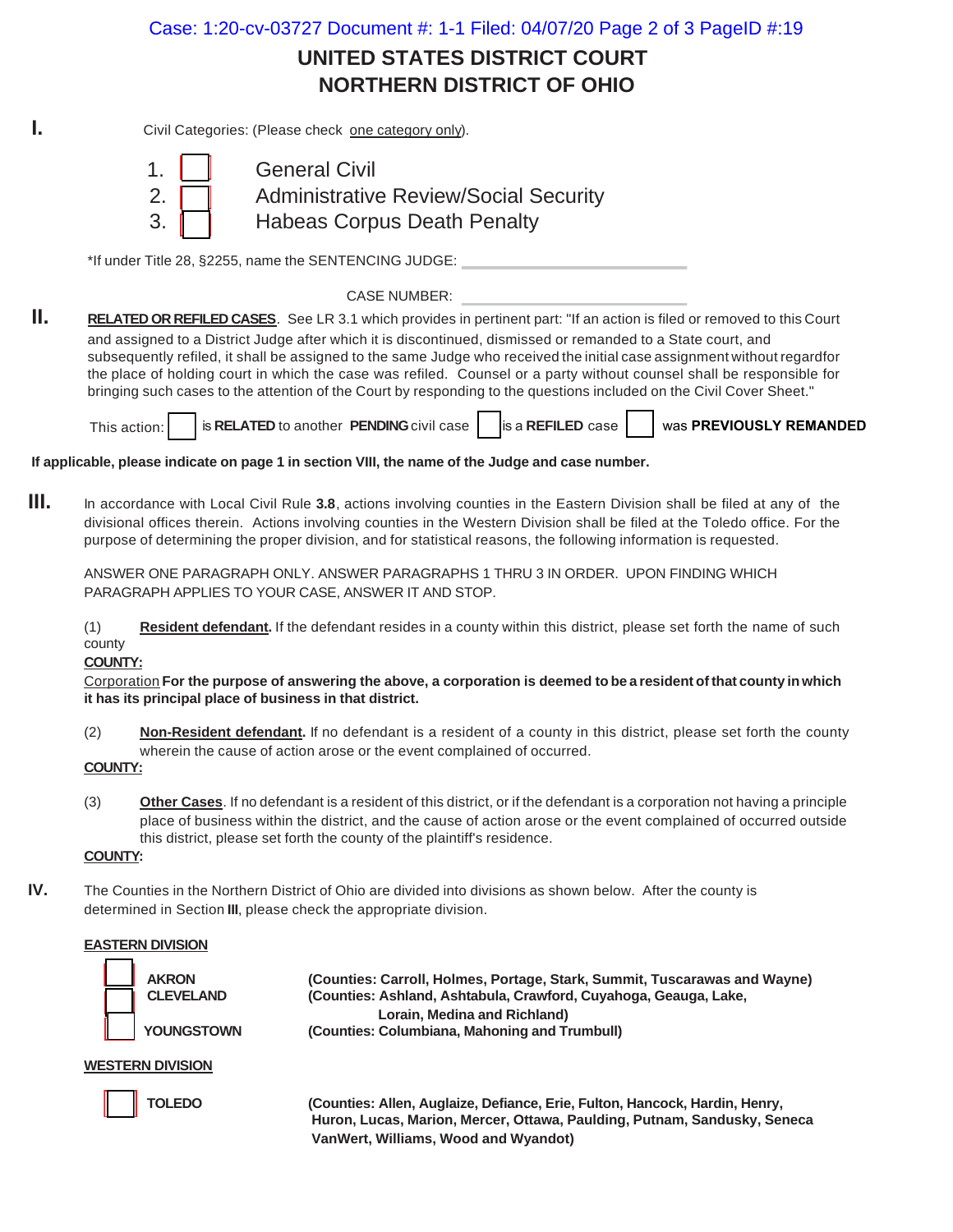# UNITED STATES DISTRICT COURT
# NORTHERN DISTRICT OF OHIO

**I.** Civil Categories: (Please check one category only).

1. ☐ General Civil
2. ☐ Administrative Review/Social Security
3. ☐ Habeas Corpus Death Penalty

*If under Title 28, §2255, name the SENTENCING JUDGE: ____________________

CASE NUMBER: ____________________

**II.** **RELATED OR REFILED CASES**. See LR 3.1 which provides in pertinent part: "If an action is filed or removed to this Court and assigned to a District Judge after which it is discontinued, dismissed or remanded to a State court, and subsequently refiled, it shall be assigned to the same Judge who received the initial case assignment without regardfor the place of holding court in which the case was refiled. Counsel or a party without counsel shall be responsible for bringing such cases to the attention of the Court by responding to the questions included on the Civil Cover Sheet."

This action: ☐ is **RELATED** to another **PENDING** civil case ☐ is a **REFILED** case ☐ was **PREVIOUSLY REMANDED**

**If applicable, please indicate on page 1 in section VIII, the name of the Judge and case number.**

**III.** In accordance with Local Civil Rule **3.8**, actions involving counties in the Eastern Division shall be filed at any of the divisional offices therein. Actions involving counties in the Western Division shall be filed at the Toledo office. For the purpose of determining the proper division, and for statistical reasons, the following information is requested.

ANSWER ONE PARAGRAPH ONLY. ANSWER PARAGRAPHS 1 THRU 3 IN ORDER. UPON FINDING WHICH PARAGRAPH APPLIES TO YOUR CASE, ANSWER IT AND STOP.

(1) **Resident defendant.** If the defendant resides in a county within this district, please set forth the name of such county

**COUNTY:**

Corporation **For the purpose of answering the above, a corporation is deemed to be a resident of that county in which it has its principal place of business in that district.**

(2) **Non-Resident defendant.** If no defendant is a resident of a county in this district, please set forth the county wherein the cause of action arose or the event complained of occurred.

**COUNTY:**

(3) **Other Cases**. If no defendant is a resident of this district, or if the defendant is a corporation not having a principle place of business within the district, and the cause of action arose or the event complained of occurred outside this district, please set forth the county of the plaintiff's residence.

**COUNTY:**

**IV.** The Counties in the Northern District of Ohio are divided into divisions as shown below. After the county is determined in Section **III**, please check the appropriate division.

**EASTERN DIVISION**

☐ **AKRON** **(Counties: Carroll, Holmes, Portage, Stark, Summit, Tuscarawas and Wayne)**

☐ **CLEVELAND** **(Counties: Ashland, Ashtabula, Crawford, Cuyahoga, Geauga, Lake, Lorain, Medina and Richland)**

☐ **YOUNGSTOWN** **(Counties: Columbiana, Mahoning and Trumbull)**

**WESTERN DIVISION**

☐ **TOLEDO** **(Counties: Allen, Auglaize, Defiance, Erie, Fulton, Hancock, Hardin, Henry, Huron, Lucas, Marion, Mercer, Ottawa, Paulding, Putnam, Sandusky, Seneca VanWert, Williams, Wood and Wyandot)**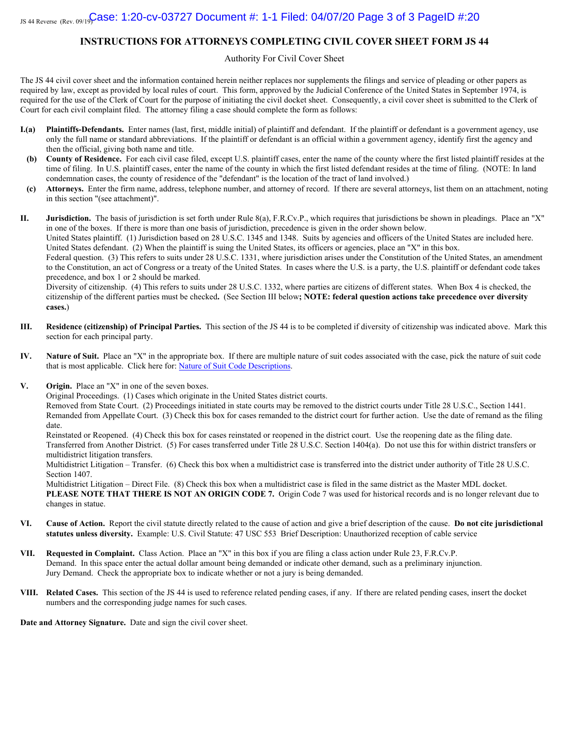# INSTRUCTIONS FOR ATTORNEYS COMPLETING CIVIL COVER SHEET FORM JS 44

Authority For Civil Cover Sheet

The JS 44 civil cover sheet and the information contained herein neither replaces nor supplements the filings and service of pleading or other papers as required by law, except as provided by local rules of court. This form, approved by the Judicial Conference of the United States in September 1974, is required for the use of the Clerk of Court for the purpose of initiating the civil docket sheet. Consequently, a civil cover sheet is submitted to the Clerk of Court for each civil complaint filed. The attorney filing a case should complete the form as follows:

**I.(a) Plaintiffs-Defendants.** Enter names (last, first, middle initial) of plaintiff and defendant. If the plaintiff or defendant is a government agency, use only the full name or standard abbreviations. If the plaintiff or defendant is an official within a government agency, identify first the agency and then the official, giving both name and title.

**(b) County of Residence.** For each civil case filed, except U.S. plaintiff cases, enter the name of the county where the first listed plaintiff resides at the time of filing. In U.S. plaintiff cases, enter the name of the county in which the first listed defendant resides at the time of filing. (NOTE: In land condemnation cases, the county of residence of the "defendant" is the location of the tract of land involved.)

**(c) Attorneys.** Enter the firm name, address, telephone number, and attorney of record. If there are several attorneys, list them on an attachment, noting in this section "(see attachment)".

**II. Jurisdiction.** The basis of jurisdiction is set forth under Rule 8(a), F.R.Cv.P., which requires that jurisdictions be shown in pleadings. Place an "X" in one of the boxes. If there is more than one basis of jurisdiction, precedence is given in the order shown below.
United States plaintiff. (1) Jurisdiction based on 28 U.S.C. 1345 and 1348. Suits by agencies and officers of the United States are included here.
United States defendant. (2) When the plaintiff is suing the United States, its officers or agencies, place an "X" in this box.
Federal question. (3) This refers to suits under 28 U.S.C. 1331, where jurisdiction arises under the Constitution of the United States, an amendment to the Constitution, an act of Congress or a treaty of the United States. In cases where the U.S. is a party, the U.S. plaintiff or defendant code takes precedence, and box 1 or 2 should be marked.
Diversity of citizenship. (4) This refers to suits under 28 U.S.C. 1332, where parties are citizens of different states. When Box 4 is checked, the citizenship of the different parties must be checked**.** (See Section III below**; NOTE: federal question actions take precedence over diversity cases.**)

**III. Residence (citizenship) of Principal Parties.** This section of the JS 44 is to be completed if diversity of citizenship was indicated above. Mark this section for each principal party.

**IV. Nature of Suit.** Place an "X" in the appropriate box. If there are multiple nature of suit codes associated with the case, pick the nature of suit code that is most applicable. Click here for: Nature of Suit Code Descriptions.

**V. Origin.** Place an "X" in one of the seven boxes.
Original Proceedings. (1) Cases which originate in the United States district courts.
Removed from State Court. (2) Proceedings initiated in state courts may be removed to the district courts under Title 28 U.S.C., Section 1441.
Remanded from Appellate Court. (3) Check this box for cases remanded to the district court for further action. Use the date of remand as the filing date.
Reinstated or Reopened. (4) Check this box for cases reinstated or reopened in the district court. Use the reopening date as the filing date.
Transferred from Another District. (5) For cases transferred under Title 28 U.S.C. Section 1404(a). Do not use this for within district transfers or multidistrict litigation transfers.
Multidistrict Litigation – Transfer. (6) Check this box when a multidistrict case is transferred into the district under authority of Title 28 U.S.C. Section 1407.
Multidistrict Litigation – Direct File. (8) Check this box when a multidistrict case is filed in the same district as the Master MDL docket.
**PLEASE NOTE THAT THERE IS NOT AN ORIGIN CODE 7.** Origin Code 7 was used for historical records and is no longer relevant due to changes in statue.

**VI. Cause of Action.** Report the civil statute directly related to the cause of action and give a brief description of the cause. **Do not cite jurisdictional statutes unless diversity.** Example: U.S. Civil Statute: 47 USC 553 Brief Description: Unauthorized reception of cable service

**VII. Requested in Complaint.** Class Action. Place an "X" in this box if you are filing a class action under Rule 23, F.R.Cv.P.
Demand. In this space enter the actual dollar amount being demanded or indicate other demand, such as a preliminary injunction.
Jury Demand. Check the appropriate box to indicate whether or not a jury is being demanded.

**VIII. Related Cases.** This section of the JS 44 is used to reference related pending cases, if any. If there are related pending cases, insert the docket numbers and the corresponding judge names for such cases.

**Date and Attorney Signature.** Date and sign the civil cover sheet.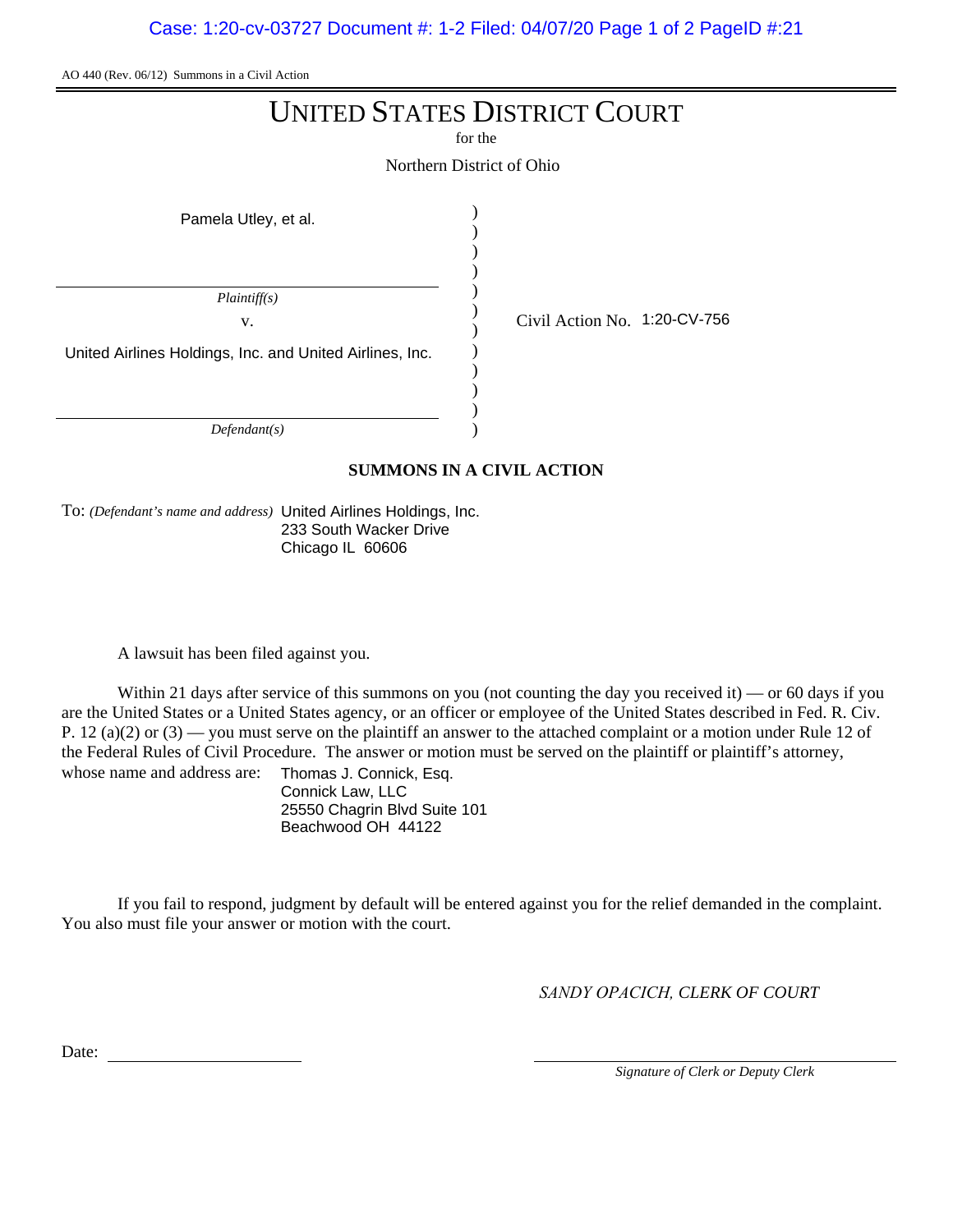AO 440 (Rev. 06/12) Summons in a Civil Action

# UNITED STATES DISTRICT COURT

for the

Northern District of Ohio

Pamela Utley, et al.

*Plaintiff(s)*

v.

United Airlines Holdings, Inc. and United Airlines, Inc.

*Defendant(s)*

Civil Action No. 1:20-CV-756

**SUMMONS IN A CIVIL ACTION**

To: *(Defendant's name and address)* United Airlines Holdings, Inc.
233 South Wacker Drive
Chicago IL 60606

A lawsuit has been filed against you.

Within 21 days after service of this summons on you (not counting the day you received it) — or 60 days if you are the United States or a United States agency, or an officer or employee of the United States described in Fed. R. Civ. P. 12 (a)(2) or (3) — you must serve on the plaintiff an answer to the attached complaint or a motion under Rule 12 of the Federal Rules of Civil Procedure. The answer or motion must be served on the plaintiff or plaintiff's attorney, whose name and address are: Thomas J. Connick, Esq.
Connick Law, LLC
25550 Chagrin Blvd Suite 101
Beachwood OH 44122

If you fail to respond, judgment by default will be entered against you for the relief demanded in the complaint. You also must file your answer or motion with the court.

*SANDY OPACICH, CLERK OF COURT*

Date: ______________________

______________________
*Signature of Clerk or Deputy Clerk*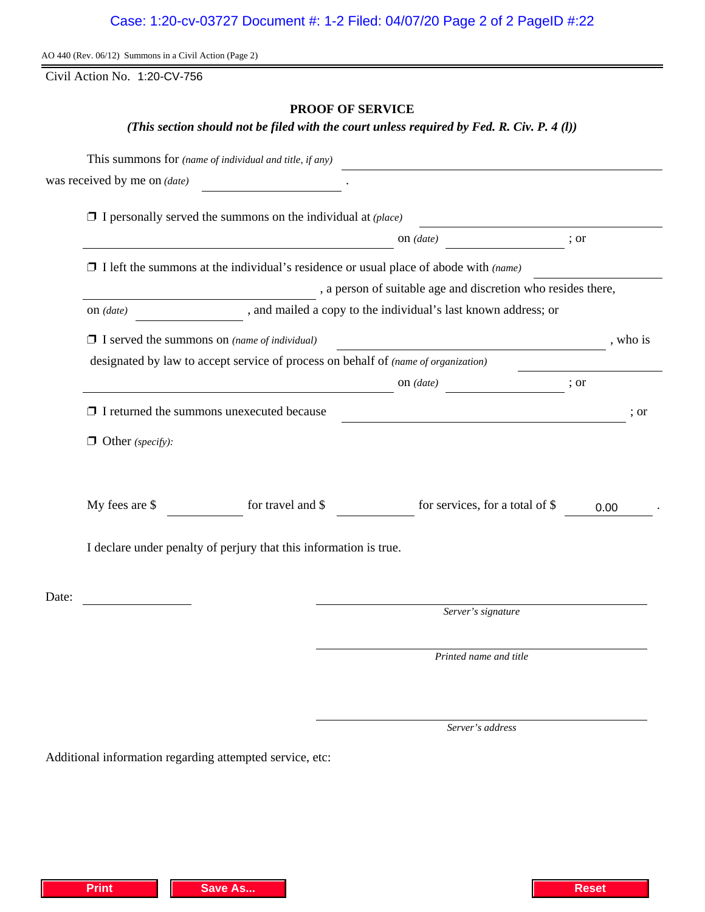AO 440 (Rev. 06/12) Summons in a Civil Action (Page 2)

Civil Action No. 1:20-CV-756

## PROOF OF SERVICE

***(This section should not be filed with the court unless required by Fed. R. Civ. P. 4 (l))***

This summons for *(name of individual and title, if any)* ______________________________

was received by me on *(date)* ______________ .

❒ I personally served the summons on the individual at *(place)* ______________________________ on *(date)* ______________ ; or

❒ I left the summons at the individual's residence or usual place of abode with *(name)* ______________________________ , a person of suitable age and discretion who resides there, on *(date)* ______________ , and mailed a copy to the individual's last known address; or

❒ I served the summons on *(name of individual)* ______________________________ , who is designated by law to accept service of process on behalf of *(name of organization)* ______________________________ on *(date)* ______________ ; or

❒ I returned the summons unexecuted because ______________________________ ; or

❒ Other *(specify)*:

My fees are $ ______ for travel and $ ______ for services, for a total of $ 0.00 .

I declare under penalty of perjury that this information is true.

Date: ______________

______________________________
*Server's signature*

______________________________
*Printed name and title*

______________________________
*Server's address*

Additional information regarding attempted service, etc:

Print | Save As... | Reset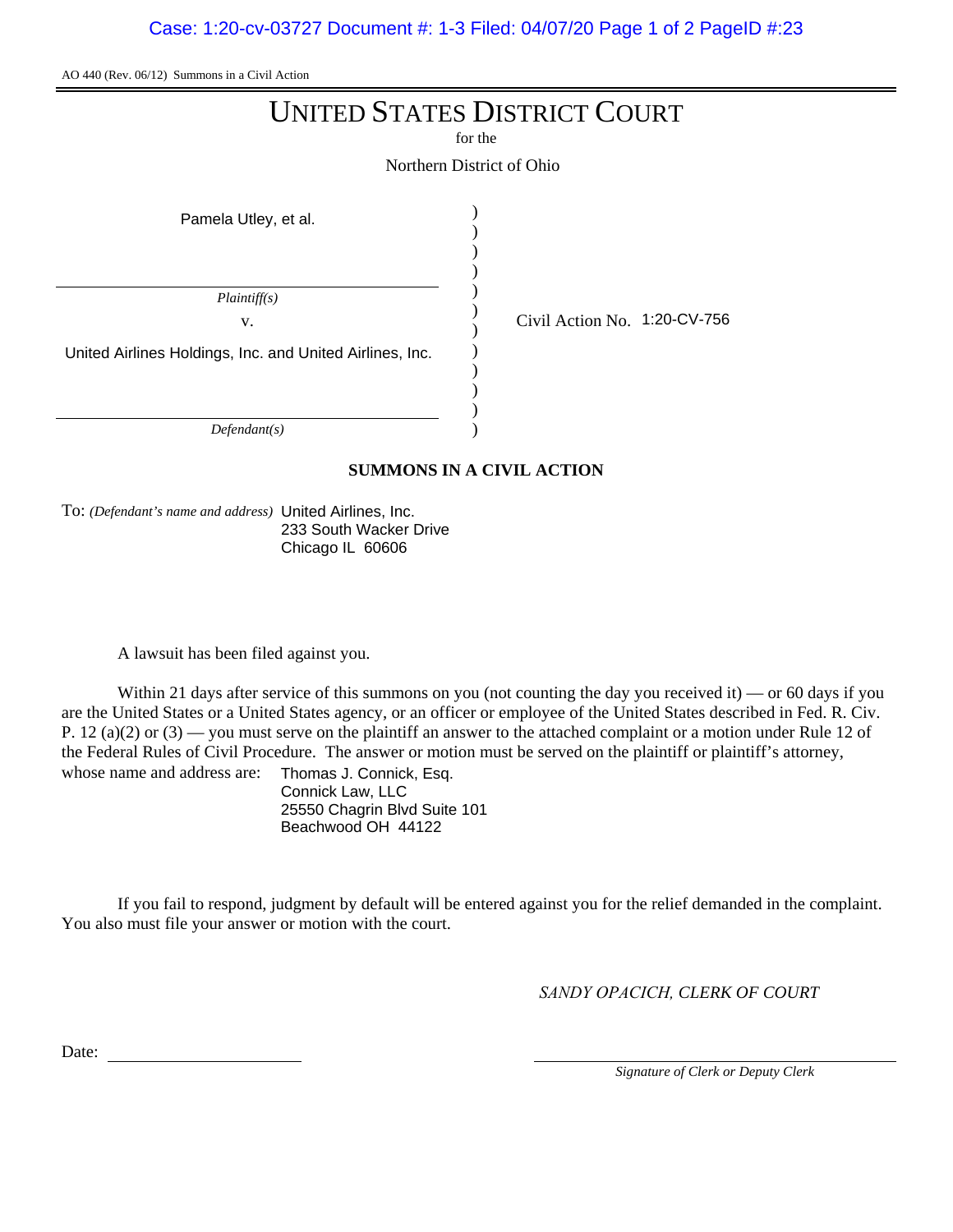AO 440 (Rev. 06/12) Summons in a Civil Action

# UNITED STATES DISTRICT COURT

for the

Northern District of Ohio

| | | |
|---|---|---|
| Pamela Utley, et al. | ) | |
| *Plaintiff(s)* | ) | |
| v. | ) | Civil Action No. 1:20-CV-756 |
| United Airlines Holdings, Inc. and United Airlines, Inc. | ) | |
| *Defendant(s)* | ) | |

**SUMMONS IN A CIVIL ACTION**

To: *(Defendant's name and address)* United Airlines, Inc.
233 South Wacker Drive
Chicago IL 60606

A lawsuit has been filed against you.

Within 21 days after service of this summons on you (not counting the day you received it) — or 60 days if you are the United States or a United States agency, or an officer or employee of the United States described in Fed. R. Civ. P. 12 (a)(2) or (3) — you must serve on the plaintiff an answer to the attached complaint or a motion under Rule 12 of the Federal Rules of Civil Procedure. The answer or motion must be served on the plaintiff or plaintiff's attorney, whose name and address are: Thomas J. Connick, Esq.
Connick Law, LLC
25550 Chagrin Blvd Suite 101
Beachwood OH 44122

If you fail to respond, judgment by default will be entered against you for the relief demanded in the complaint. You also must file your answer or motion with the court.

*SANDY OPACICH, CLERK OF COURT*

Date: ____________________

____________________
*Signature of Clerk or Deputy Clerk*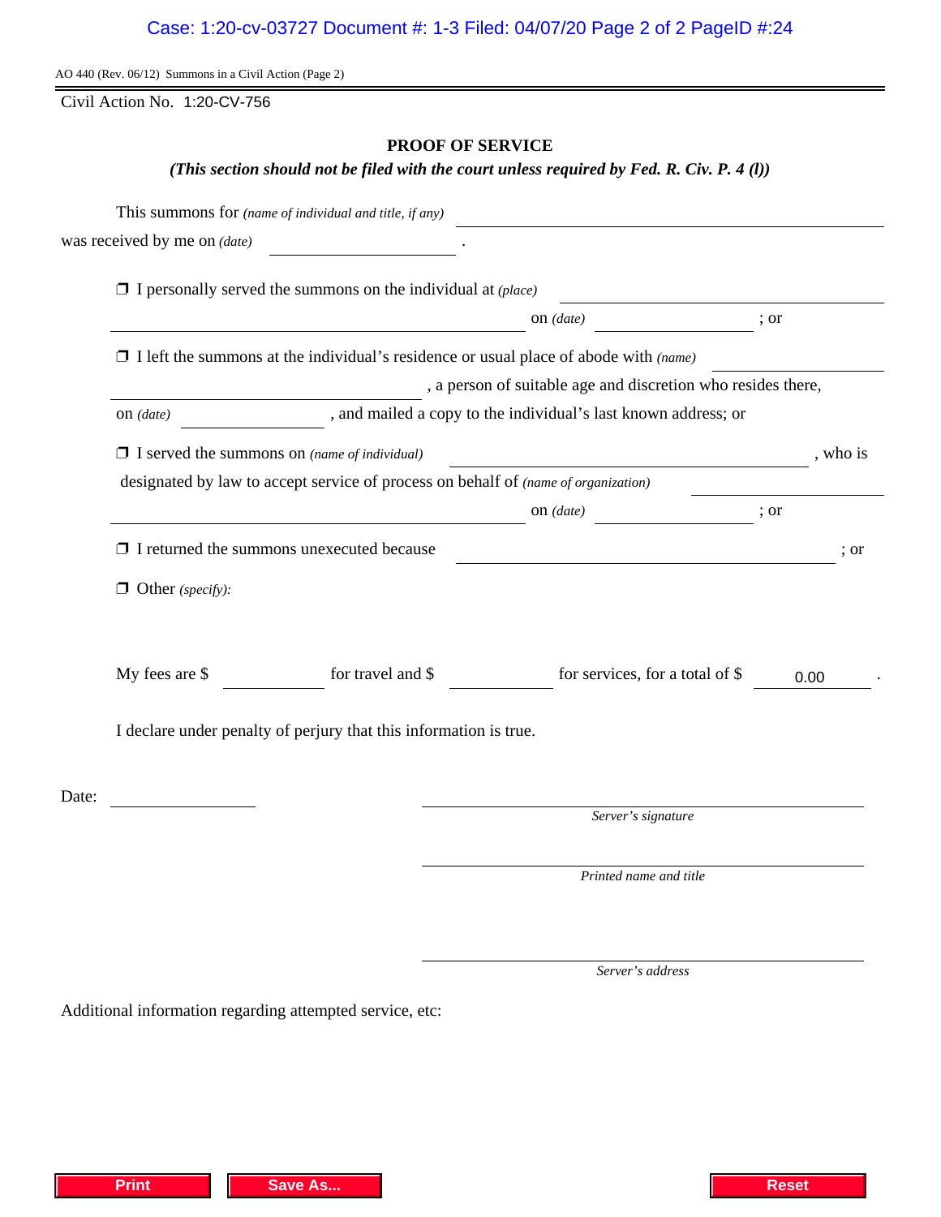AO 440 (Rev. 06/12) Summons in a Civil Action (Page 2)

Civil Action No. 1:20-CV-756

## PROOF OF SERVICE

***(This section should not be filed with the court unless required by Fed. R. Civ. P. 4 (l))***

This summons for *(name of individual and title, if any)* \_\_\_\_\_\_\_\_\_\_\_\_\_\_\_\_\_\_\_\_

was received by me on *(date)* \_\_\_\_\_\_\_\_\_\_ .

❐ I personally served the summons on the individual at *(place)* \_\_\_\_\_\_\_\_\_\_\_\_\_\_\_\_\_\_\_\_ on *(date)* \_\_\_\_\_\_\_\_\_\_ ; or

❐ I left the summons at the individual's residence or usual place of abode with *(name)* \_\_\_\_\_\_\_\_\_\_\_\_\_\_\_\_\_\_\_\_ , a person of suitable age and discretion who resides there, on *(date)* \_\_\_\_\_\_\_\_\_\_ , and mailed a copy to the individual's last known address; or

❐ I served the summons on *(name of individual)* \_\_\_\_\_\_\_\_\_\_\_\_\_\_\_\_\_\_\_\_ , who is designated by law to accept service of process on behalf of *(name of organization)* \_\_\_\_\_\_\_\_\_\_\_\_\_\_\_\_\_\_\_\_ on *(date)* \_\_\_\_\_\_\_\_\_\_ ; or

❐ I returned the summons unexecuted because \_\_\_\_\_\_\_\_\_\_\_\_\_\_\_\_\_\_\_\_ ; or

❐ Other *(specify)*:

My fees are $ \_\_\_\_\_\_\_\_\_\_ for travel and $ \_\_\_\_\_\_\_\_\_\_ for services, for a total of $ 0.00 .

I declare under penalty of perjury that this information is true.

Date: \_\_\_\_\_\_\_\_\_\_

\_\_\_\_\_\_\_\_\_\_\_\_\_\_\_\_\_\_\_\_
*Server's signature*

\_\_\_\_\_\_\_\_\_\_\_\_\_\_\_\_\_\_\_\_
*Printed name and title*

\_\_\_\_\_\_\_\_\_\_\_\_\_\_\_\_\_\_\_\_
*Server's address*

Additional information regarding attempted service, etc:

Print | Save As... | Reset